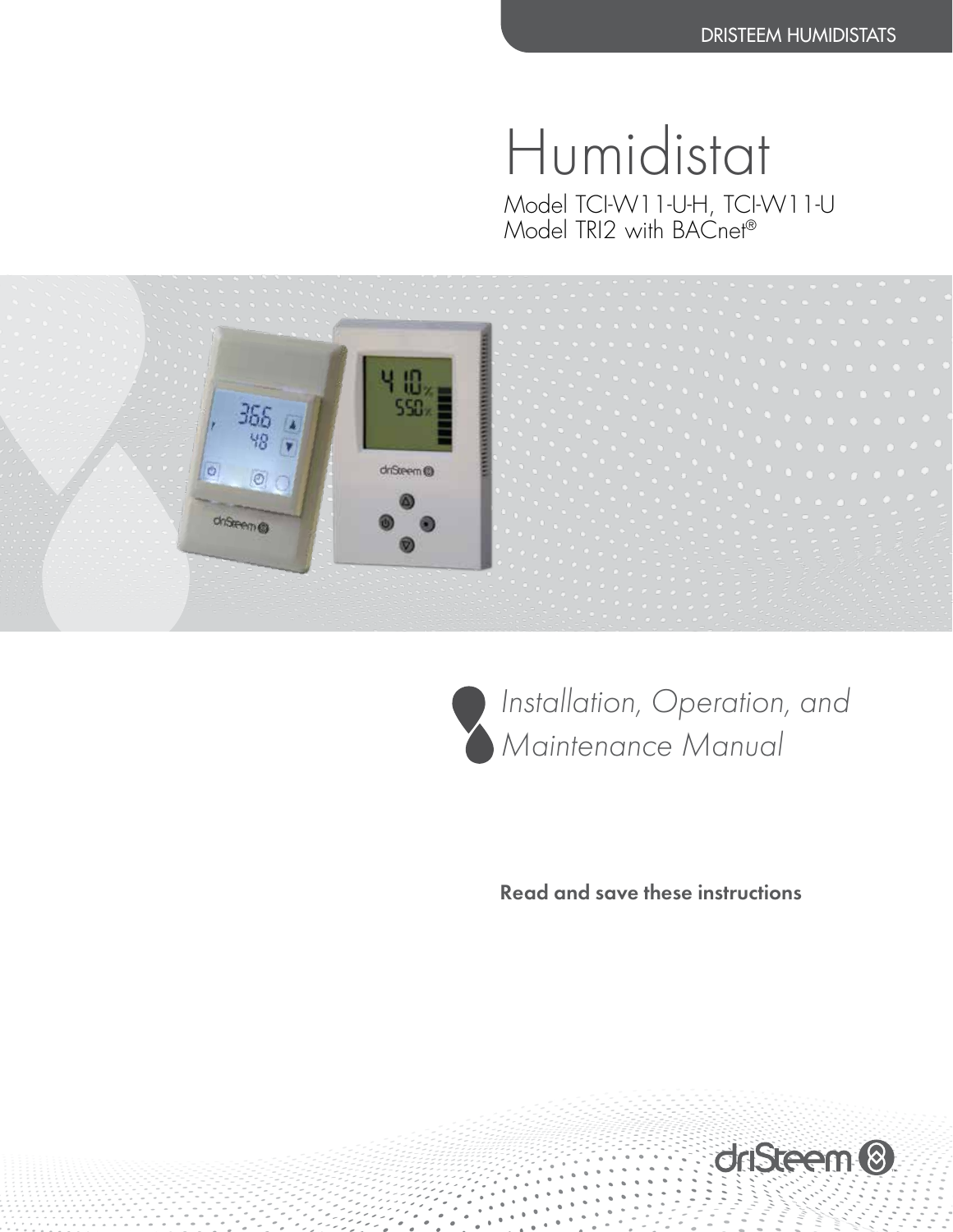DRISTEEM HUMIDISTATS

# Humidistat

Model TCI-W11-U-H, TCI-W11-U
Model TRI2 with BACnet®

*Installation, Operation, and Maintenance Manual*

**Read and save these instructions**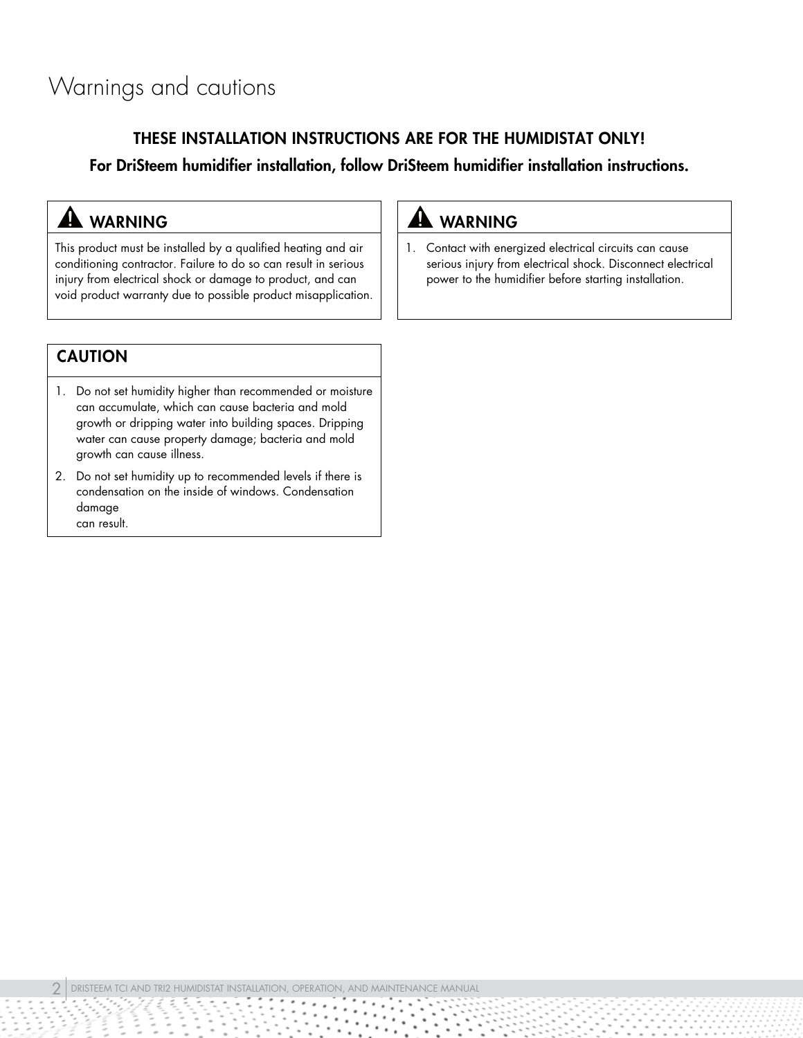# Warnings and cautions

**THESE INSTALLATION INSTRUCTIONS ARE FOR THE HUMIDISTAT ONLY!**

**For DriSteem humidifier installation, follow DriSteem humidifier installation instructions.**

### ⚠ WARNING

This product must be installed by a qualified heating and air conditioning contractor. Failure to do so can result in serious injury from electrical shock or damage to product, and can void product warranty due to possible product misapplication.

### ⚠ WARNING

1. Contact with energized electrical circuits can cause serious injury from electrical shock. Disconnect electrical power to the humidifier before starting installation.

### CAUTION

1. Do not set humidity higher than recommended or moisture can accumulate, which can cause bacteria and mold growth or dripping water into building spaces. Dripping water can cause property damage; bacteria and mold growth can cause illness.
2. Do not set humidity up to recommended levels if there is condensation on the inside of windows. Condensation damage can result.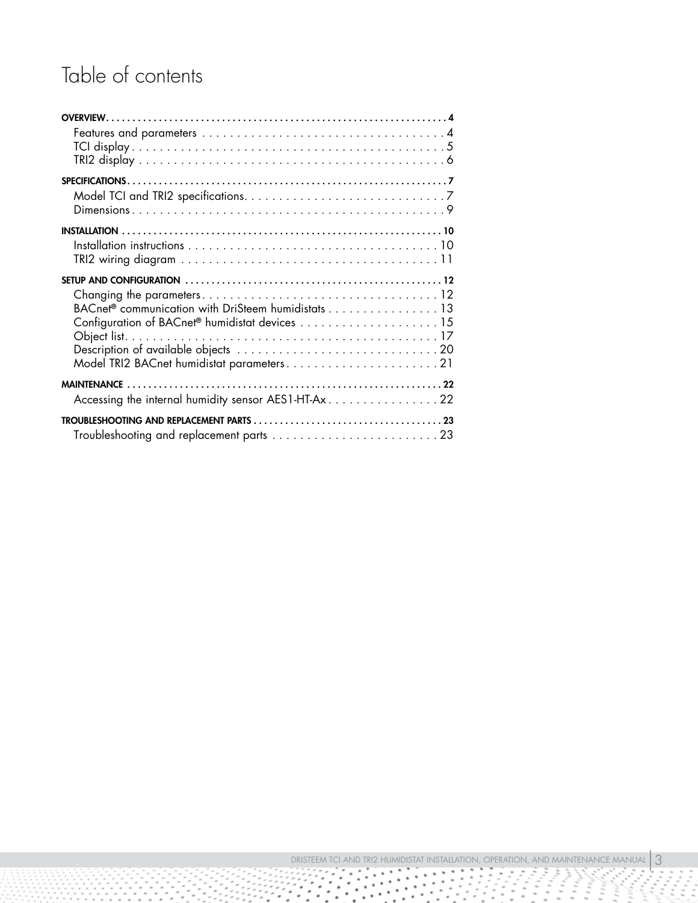# Table of contents

**OVERVIEW** . . . . . . . . . . . . . . . . . . . . . . . . . . . . . . . . . . . . . . . . . . . . . . . . . . . . . . . . . . . . . **4**
- Features and parameters . . . . . . . . . . . . . . . . . . . . . . . . . . . . . . . . . . . . 4
- TCI display . . . . . . . . . . . . . . . . . . . . . . . . . . . . . . . . . . . . . . . . . . . . . 5
- TRI2 display . . . . . . . . . . . . . . . . . . . . . . . . . . . . . . . . . . . . . . . . . . . . 6

**SPECIFICATIONS** . . . . . . . . . . . . . . . . . . . . . . . . . . . . . . . . . . . . . . . . . . . . . . . . . . . . . . . . . . **7**
- Model TCI and TRI2 specifications. . . . . . . . . . . . . . . . . . . . . . . . . . . . . 7
- Dimensions . . . . . . . . . . . . . . . . . . . . . . . . . . . . . . . . . . . . . . . . . . . . . 9

**INSTALLATION** . . . . . . . . . . . . . . . . . . . . . . . . . . . . . . . . . . . . . . . . . . . . . . . . . . . . . . . . . . **10**
- Installation instructions . . . . . . . . . . . . . . . . . . . . . . . . . . . . . . . . . . . . 10
- TRI2 wiring diagram . . . . . . . . . . . . . . . . . . . . . . . . . . . . . . . . . . . . . . 11

**SETUP AND CONFIGURATION** . . . . . . . . . . . . . . . . . . . . . . . . . . . . . . . . . . . . . . . . . . . . . . . . **12**
- Changing the parameters . . . . . . . . . . . . . . . . . . . . . . . . . . . . . . . . . . . 12
- BACnet® communication with DriSteem humidistats . . . . . . . . . . . . . . . . 13
- Configuration of BACnet® humidistat devices . . . . . . . . . . . . . . . . . . . . 15
- Object list . . . . . . . . . . . . . . . . . . . . . . . . . . . . . . . . . . . . . . . . . . . . . . 17
- Description of available objects . . . . . . . . . . . . . . . . . . . . . . . . . . . . . . 20
- Model TRI2 BACnet humidistat parameters . . . . . . . . . . . . . . . . . . . . . . 21

**MAINTENANCE** . . . . . . . . . . . . . . . . . . . . . . . . . . . . . . . . . . . . . . . . . . . . . . . . . . . . . . . . . . **22**
- Accessing the internal humidity sensor AES1-HT-Ax . . . . . . . . . . . . . . . . 22

**TROUBLESHOOTING AND REPLACEMENT PARTS** . . . . . . . . . . . . . . . . . . . . . . . . . . . . . . . . . . . **23**
- Troubleshooting and replacement parts . . . . . . . . . . . . . . . . . . . . . . . . . 23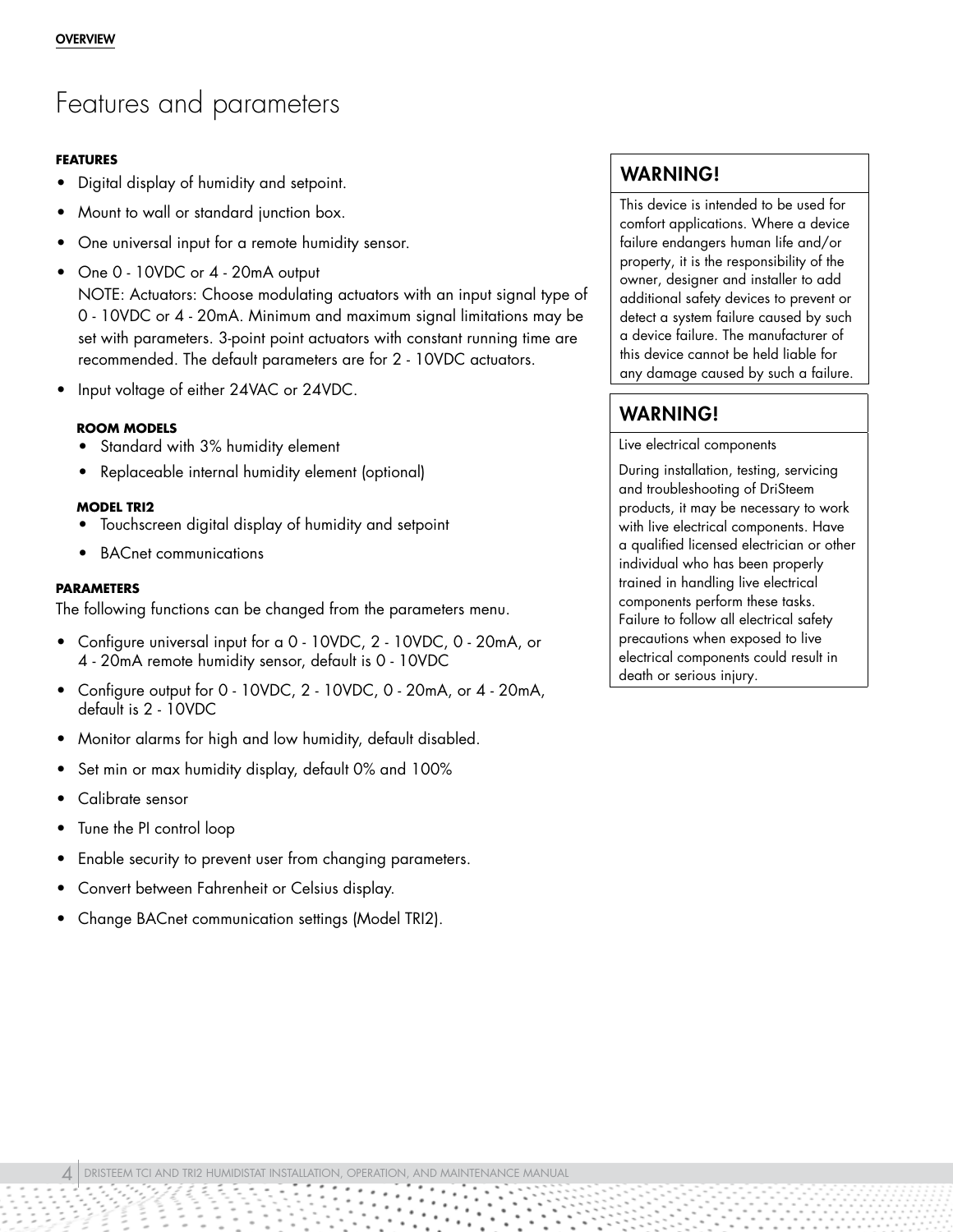# Features and parameters

**FEATURES**

- Digital display of humidity and setpoint.
- Mount to wall or standard junction box.
- One universal input for a remote humidity sensor.
- One 0 - 10VDC or 4 - 20mA output
  NOTE: Actuators: Choose modulating actuators with an input signal type of 0 - 10VDC or 4 - 20mA. Minimum and maximum signal limitations may be set with parameters. 3-point point actuators with constant running time are recommended. The default parameters are for 2 - 10VDC actuators.
- Input voltage of either 24VAC or 24VDC.

**ROOM MODELS**

- Standard with 3% humidity element
- Replaceable internal humidity element (optional)

**MODEL TRI2**

- Touchscreen digital display of humidity and setpoint
- BACnet communications

**PARAMETERS**

The following functions can be changed from the parameters menu.

- Configure universal input for a 0 - 10VDC, 2 - 10VDC, 0 - 20mA, or 4 - 20mA remote humidity sensor, default is 0 - 10VDC
- Configure output for 0 - 10VDC, 2 - 10VDC, 0 - 20mA, or 4 - 20mA, default is 2 - 10VDC
- Monitor alarms for high and low humidity, default disabled.
- Set min or max humidity display, default 0% and 100%
- Calibrate sensor
- Tune the PI control loop
- Enable security to prevent user from changing parameters.
- Convert between Fahrenheit or Celsius display.
- Change BACnet communication settings (Model TRI2).

## WARNING!

This device is intended to be used for comfort applications. Where a device failure endangers human life and/or property, it is the responsibility of the owner, designer and installer to add additional safety devices to prevent or detect a system failure caused by such a device failure. The manufacturer of this device cannot be held liable for any damage caused by such a failure.

## WARNING!

Live electrical components

During installation, testing, servicing and troubleshooting of DriSteem products, it may be necessary to work with live electrical components. Have a qualified licensed electrician or other individual who has been properly trained in handling live electrical components perform these tasks. Failure to follow all electrical safety precautions when exposed to live electrical components could result in death or serious injury.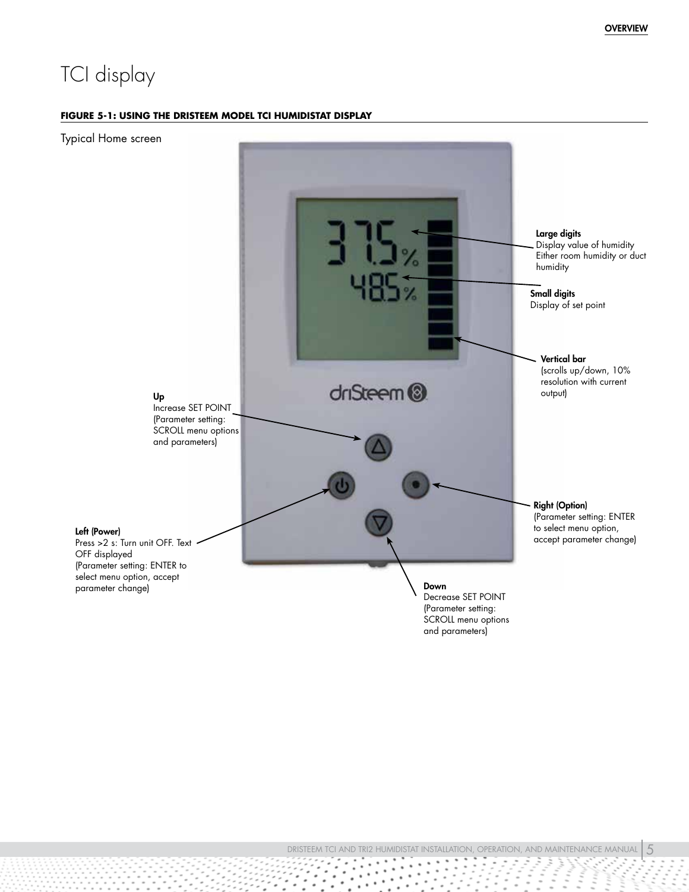# TCI display

**FIGURE 5-1: USING THE DRISTEEM MODEL TCI HUMIDISTAT DISPLAY**

Typical Home screen

**Large digits**
Display value of humidity
Either room humidity or duct humidity

**Small digits**
Display of set point

**Vertical bar**
(scrolls up/down, 10% resolution with current output)

**Up**
Increase SET POINT
(Parameter setting: SCROLL menu options and parameters)

**Right (Option)**
(Parameter setting: ENTER to select menu option, accept parameter change)

**Left (Power)**
Press >2 s: Turn unit OFF. Text OFF displayed
(Parameter setting: ENTER to select menu option, accept parameter change)

**Down**
Decrease SET POINT
(Parameter setting: SCROLL menu options and parameters)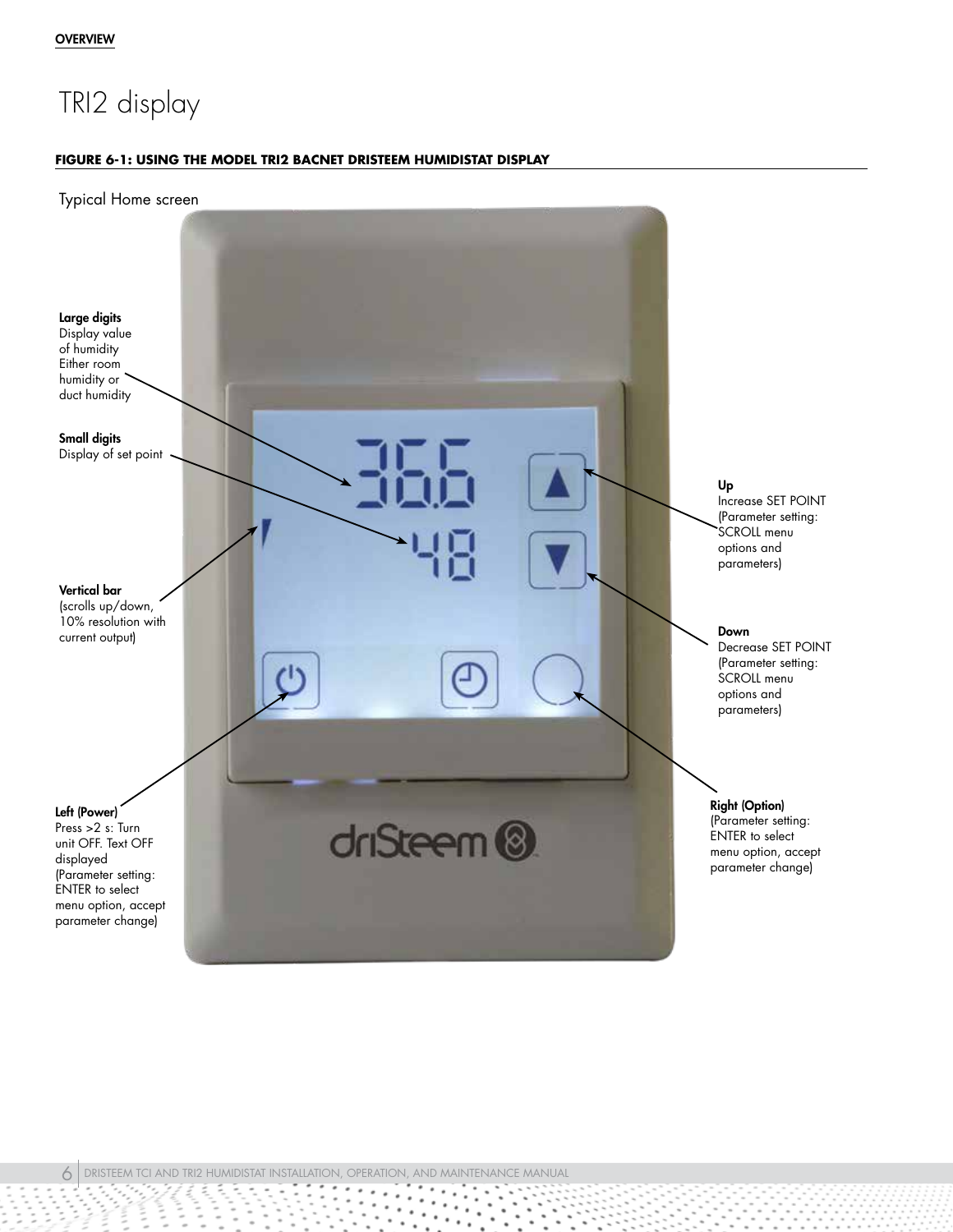# TRI2 display

**FIGURE 6-1: USING THE MODEL TRI2 BACNET DRISTEEM HUMIDISTAT DISPLAY**

Typical Home screen

**Large digits**
Display value of humidity Either room humidity or duct humidity

**Small digits**
Display of set point

**Vertical bar**
(scrolls up/down, 10% resolution with current output)

**Left (Power)**
Press >2 s: Turn unit OFF. Text OFF displayed (Parameter setting: ENTER to select menu option, accept parameter change)

**Up**
Increase SET POINT (Parameter setting: SCROLL menu options and parameters)

**Down**
Decrease SET POINT (Parameter setting: SCROLL menu options and parameters)

**Right (Option)**
(Parameter setting: ENTER to select menu option, accept parameter change)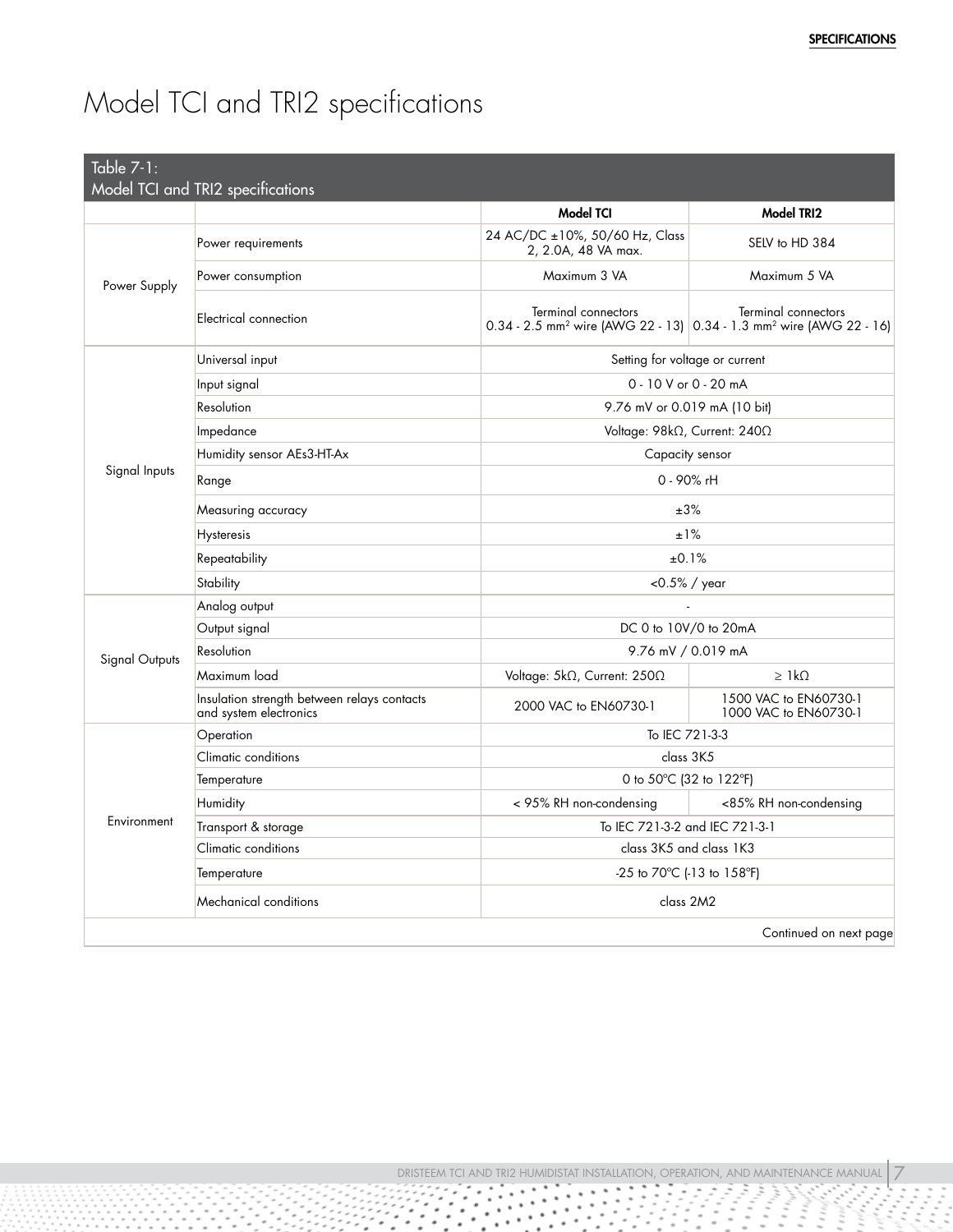# Model TCI and TRI2 specifications

Table 7-1:
Model TCI and TRI2 specifications

| | | Model TCI | Model TRI2 |
|---|---|---|---|
| Power Supply | Power requirements | 24 AC/DC ±10%, 50/60 Hz, Class 2, 2.0A, 48 VA max. | SELV to HD 384 |
| | Power consumption | Maximum 3 VA | Maximum 5 VA |
| | Electrical connection | Terminal connectors 0.34 - 2.5 mm² wire (AWG 22 - 13) | Terminal connectors 0.34 - 1.3 mm² wire (AWG 22 - 16) |
| Signal Inputs | Universal input | Setting for voltage or current | |
| | Input signal | 0 - 10 V or 0 - 20 mA | |
| | Resolution | 9.76 mV or 0.019 mA (10 bit) | |
| | Impedance | Voltage: 98kΩ, Current: 240Ω | |
| | Humidity sensor AEs3-HT-Ax | Capacity sensor | |
| | Range | 0 - 90% rH | |
| | Measuring accuracy | ±3% | |
| | Hysteresis | ±1% | |
| | Repeatability | ±0.1% | |
| | Stability | <0.5% / year | |
| Signal Outputs | Analog output | - | |
| | Output signal | DC 0 to 10V/0 to 20mA | |
| | Resolution | 9.76 mV / 0.019 mA | |
| | Maximum load | Voltage: 5kΩ, Current: 250Ω | ≥ 1kΩ |
| | Insulation strength between relays contacts and system electronics | 2000 VAC to EN60730-1 | 1500 VAC to EN60730-1<br>1000 VAC to EN60730-1 |
| Environment | Operation | To IEC 721-3-3 | |
| | Climatic conditions | class 3K5 | |
| | Temperature | 0 to 50°C (32 to 122°F) | |
| | Humidity | < 95% RH non-condensing | <85% RH non-condensing |
| | Transport & storage | To IEC 721-3-2 and IEC 721-3-1 | |
| | Climatic conditions | class 3K5 and class 1K3 | |
| | Temperature | -25 to 70°C (-13 to 158°F) | |
| | Mechanical conditions | class 2M2 | |

Continued on next page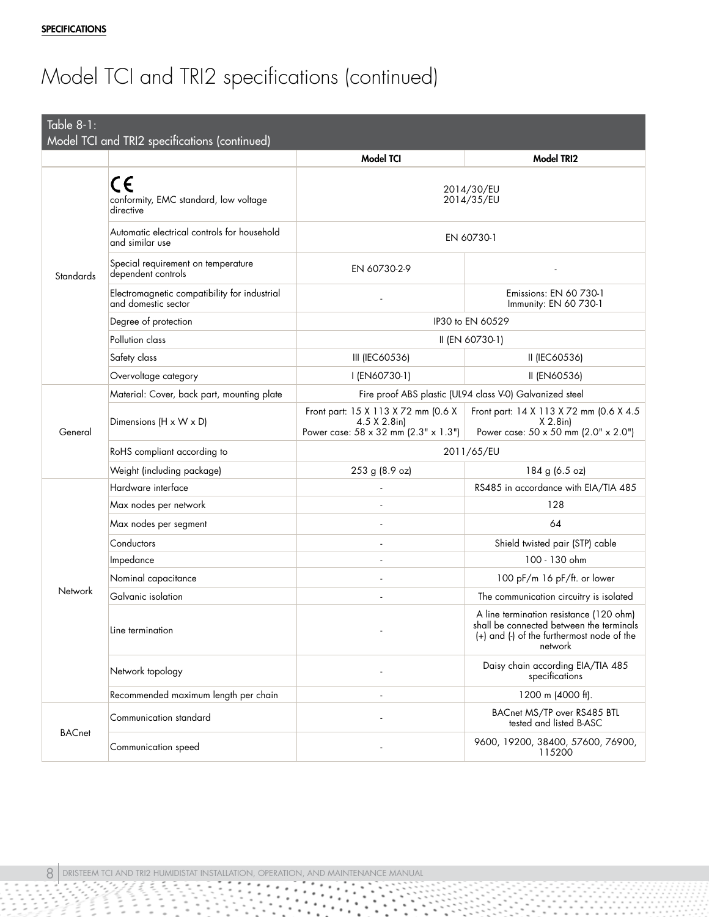# Model TCI and TRI2 specifications (continued)

Table 8-1:
Model TCI and TRI2 specifications (continued)

| | | Model TCI | Model TRI2 |
|---|---|---|---|
| Standards | CE conformity, EMC standard, low voltage directive | 2014/30/EU<br>2014/35/EU | |
| | Automatic electrical controls for household and similar use | EN 60730-1 | |
| | Special requirement on temperature dependent controls | EN 60730-2-9 | - |
| | Electromagnetic compatibility for industrial and domestic sector | - | Emissions: EN 60 730-1<br>Immunity: EN 60 730-1 |
| | Degree of protection | IP30 to EN 60529 | |
| | Pollution class | II (EN 60730-1) | |
| | Safety class | III (IEC60536) | II (IEC60536) |
| | Overvoltage category | I (EN60730-1) | II (EN60536) |
| General | Material: Cover, back part, mounting plate | Fire proof ABS plastic (UL94 class V-0) Galvanized steel | |
| | Dimensions (H x W x D) | Front part: 15 X 113 X 72 mm (0.6 X 4.5 X 2.8in)<br>Power case: 58 x 32 mm (2.3" x 1.3") | Front part: 14 X 113 X 72 mm (0.6 X 4.5 X 2.8in)<br>Power case: 50 x 50 mm (2.0" x 2.0") |
| | RoHS compliant according to | 2011/65/EU | |
| | Weight (including package) | 253 g (8.9 oz) | 184 g (6.5 oz) |
| Network | Hardware interface | - | RS485 in accordance with EIA/TIA 485 |
| | Max nodes per network | - | 128 |
| | Max nodes per segment | - | 64 |
| | Conductors | - | Shield twisted pair (STP) cable |
| | Impedance | - | 100 - 130 ohm |
| | Nominal capacitance | - | 100 pF/m 16 pF/ft. or lower |
| | Galvanic isolation | - | The communication circuitry is isolated |
| | Line termination | - | A line termination resistance (120 ohm) shall be connected between the terminals (+) and (-) of the furthermost node of the network |
| | Network topology | - | Daisy chain according EIA/TIA 485 specifications |
| | Recommended maximum length per chain | - | 1200 m (4000 ft). |
| BACnet | Communication standard | - | BACnet MS/TP over RS485 BTL tested and listed B-ASC |
| | Communication speed | - | 9600, 19200, 38400, 57600, 76900, 115200 |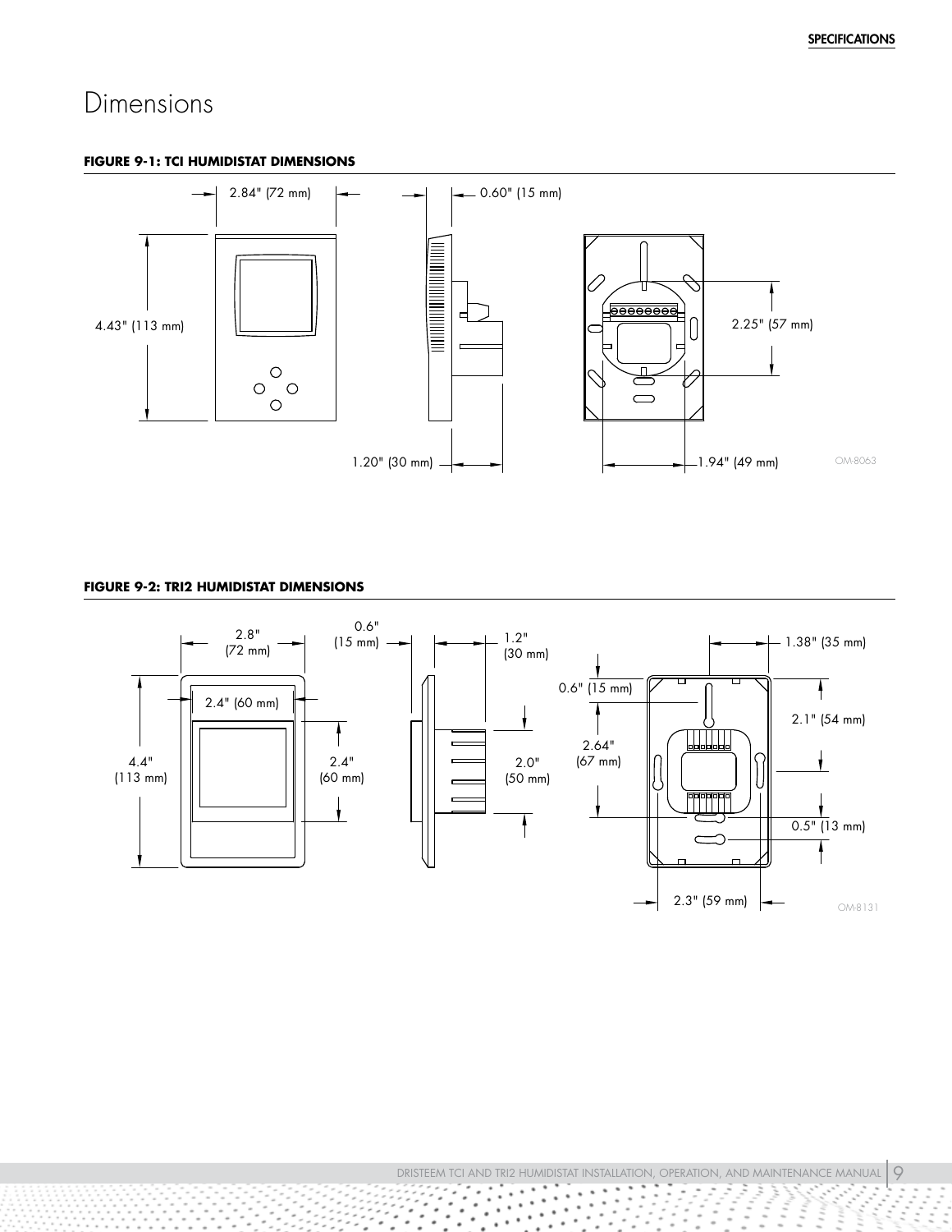# Dimensions

**FIGURE 9-1: TCI HUMIDISTAT DIMENSIONS**

2.84" (72 mm)

0.60" (15 mm)

4.43" (113 mm)

2.25" (57 mm)

1.20" (30 mm)

1.94" (49 mm)

OM-8063

**FIGURE 9-2: TRI2 HUMIDISTAT DIMENSIONS**

2.8" (72 mm)

0.6" (15 mm)

1.2" (30 mm)

1.38" (35 mm)

2.4" (60 mm)

0.6" (15 mm)

2.1" (54 mm)

2.64" (67 mm)

4.4" (113 mm)

2.4" (60 mm)

2.0" (50 mm)

0.5" (13 mm)

2.3" (59 mm)

OM-8131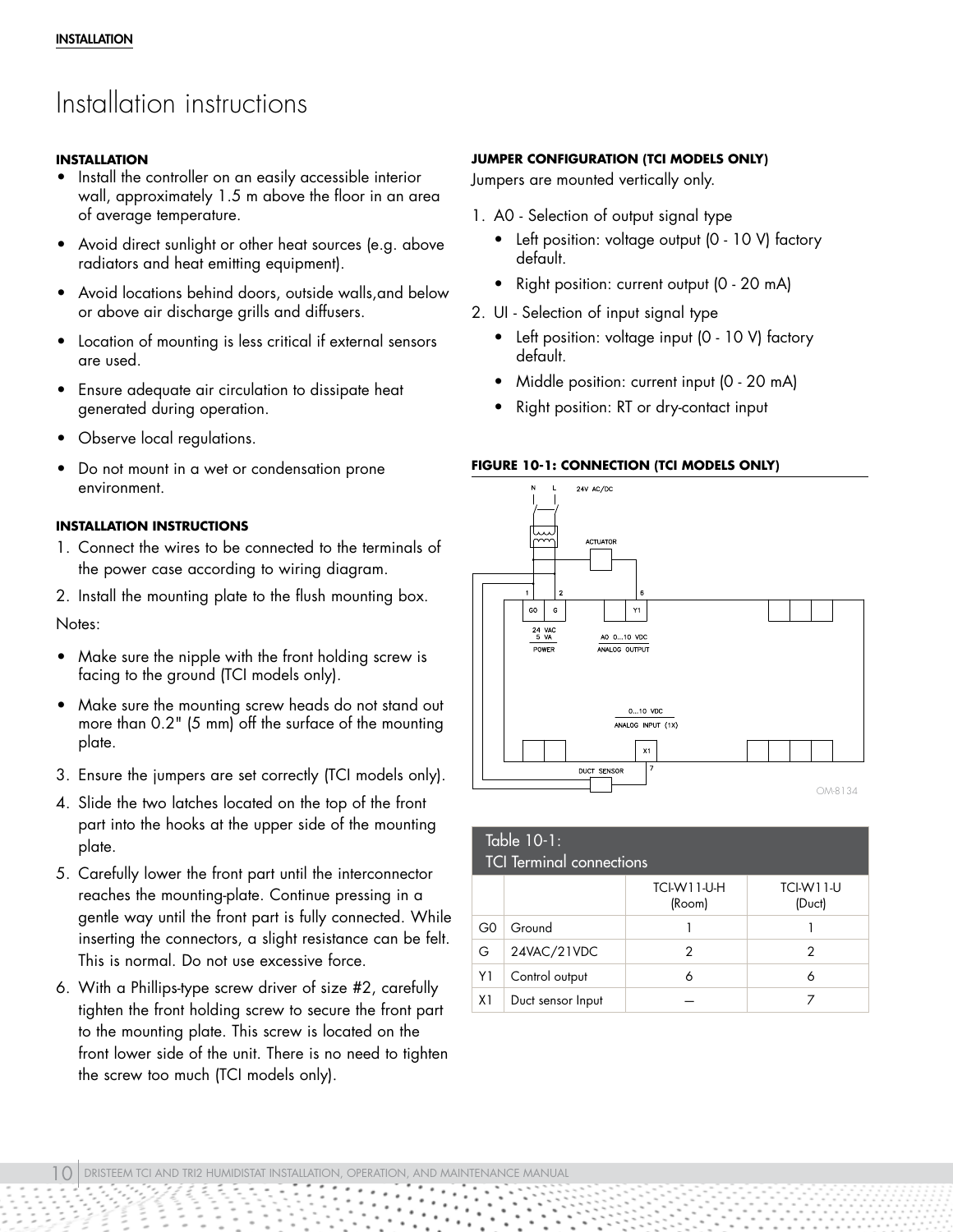# Installation instructions

### INSTALLATION

- Install the controller on an easily accessible interior wall, approximately 1.5 m above the floor in an area of average temperature.
- Avoid direct sunlight or other heat sources (e.g. above radiators and heat emitting equipment).
- Avoid locations behind doors, outside walls,and below or above air discharge grills and diffusers.
- Location of mounting is less critical if external sensors are used.
- Ensure adequate air circulation to dissipate heat generated during operation.
- Observe local regulations.
- Do not mount in a wet or condensation prone environment.

### INSTALLATION INSTRUCTIONS

1. Connect the wires to be connected to the terminals of the power case according to wiring diagram.
2. Install the mounting plate to the flush mounting box.

Notes:

- Make sure the nipple with the front holding screw is facing to the ground (TCI models only).
- Make sure the mounting screw heads do not stand out more than 0.2" (5 mm) off the surface of the mounting plate.

3. Ensure the jumpers are set correctly (TCI models only).
4. Slide the two latches located on the top of the front part into the hooks at the upper side of the mounting plate.
5. Carefully lower the front part until the interconnector reaches the mounting-plate. Continue pressing in a gentle way until the front part is fully connected. While inserting the connectors, a slight resistance can be felt. This is normal. Do not use excessive force.
6. With a Phillips-type screw driver of size #2, carefully tighten the front holding screw to secure the front part to the mounting plate. This screw is located on the front lower side of the unit. There is no need to tighten the screw too much (TCI models only).

### JUMPER CONFIGURATION (TCI MODELS ONLY)

Jumpers are mounted vertically only.

1. A0 - Selection of output signal type
   - Left position: voltage output (0 - 10 V) factory default.
   - Right position: current output (0 - 20 mA)
2. UI - Selection of input signal type
   - Left position: voltage input (0 - 10 V) factory default.
   - Middle position: current input (0 - 20 mA)
   - Right position: RT or dry-contact input

**FIGURE 10-1: CONNECTION (TCI MODELS ONLY)**

N L 24V AC/DC

ACTUATOR

1 2 6

G0 G Y1

24 VAC 5 VA POWER

AO 0...10 VDC ANALOG OUTPUT

0...10 VDC ANALOG INPUT (1X)

X1

DUCT SENSOR 7

OM-8134

| Table 10-1: TCI Terminal connections | | | |
|---|---|---|---|
| | | TCI-W11-U-H (Room) | TCI-W11-U (Duct) |
| G0 | Ground | 1 | 1 |
| G | 24VAC/21VDC | 2 | 2 |
| Y1 | Control output | 6 | 6 |
| X1 | Duct sensor Input | — | 7 |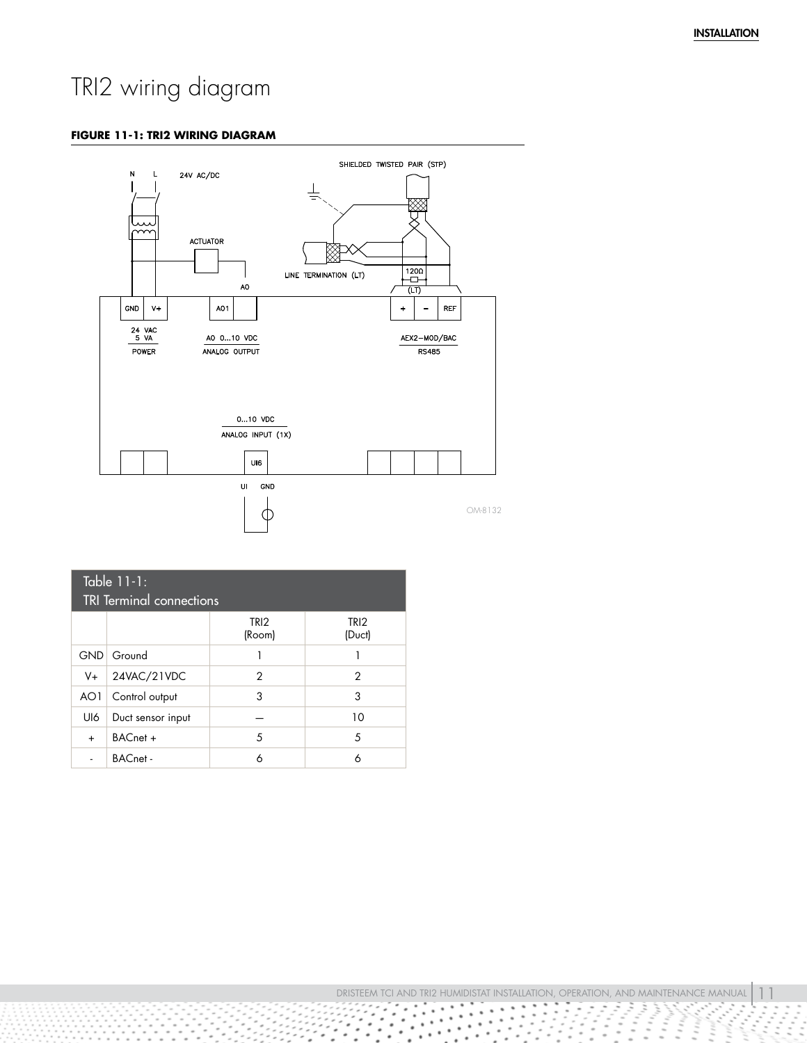# TRI2 wiring diagram

**FIGURE 11-1: TRI2 WIRING DIAGRAM**

| Table 11-1: TRI Terminal connections | | | |
|---|---|---|---|
| | | TRI2 (Room) | TRI2 (Duct) |
| GND | Ground | 1 | 1 |
| V+ | 24VAC/21VDC | 2 | 2 |
| AO1 | Control output | 3 | 3 |
| UI6 | Duct sensor input | — | 10 |
| + | BACnet + | 5 | 5 |
| - | BACnet - | 6 | 6 |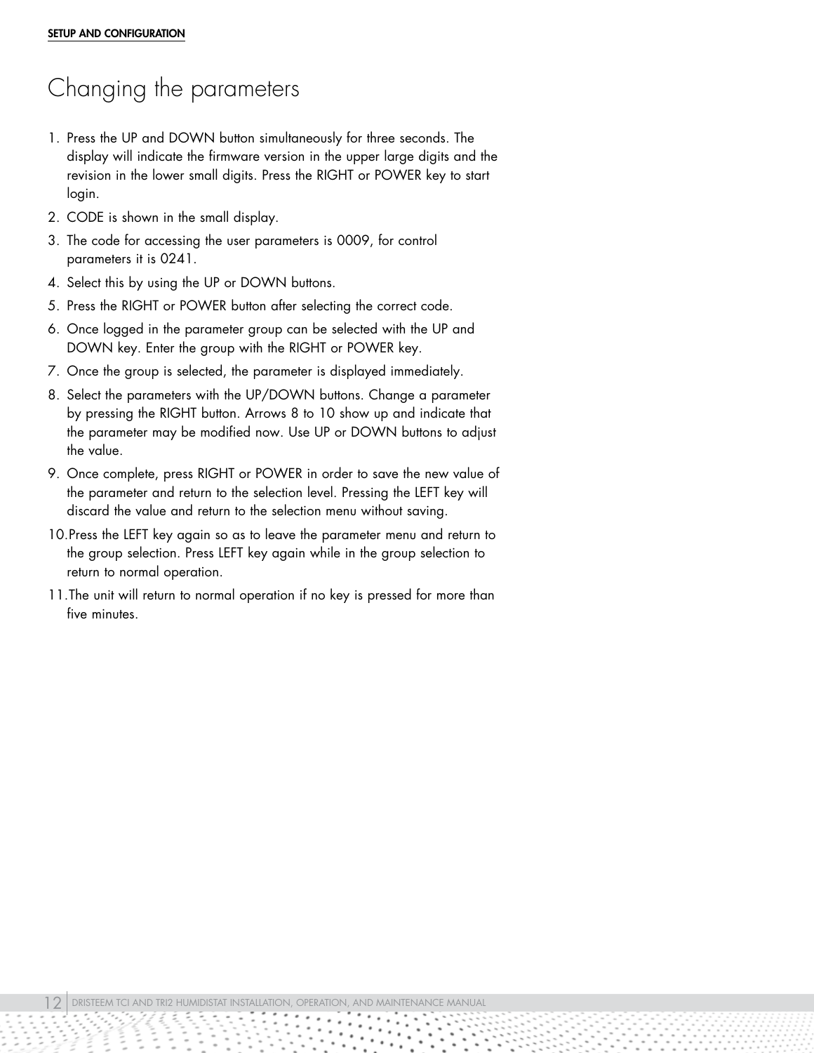# Changing the parameters

1. Press the UP and DOWN button simultaneously for three seconds. The display will indicate the firmware version in the upper large digits and the revision in the lower small digits. Press the RIGHT or POWER key to start login.
2. CODE is shown in the small display.
3. The code for accessing the user parameters is 0009, for control parameters it is 0241.
4. Select this by using the UP or DOWN buttons.
5. Press the RIGHT or POWER button after selecting the correct code.
6. Once logged in the parameter group can be selected with the UP and DOWN key. Enter the group with the RIGHT or POWER key.
7. Once the group is selected, the parameter is displayed immediately.
8. Select the parameters with the UP/DOWN buttons. Change a parameter by pressing the RIGHT button. Arrows 8 to 10 show up and indicate that the parameter may be modified now. Use UP or DOWN buttons to adjust the value.
9. Once complete, press RIGHT or POWER in order to save the new value of the parameter and return to the selection level. Pressing the LEFT key will discard the value and return to the selection menu without saving.
10. Press the LEFT key again so as to leave the parameter menu and return to the group selection. Press LEFT key again while in the group selection to return to normal operation.
11. The unit will return to normal operation if no key is pressed for more than five minutes.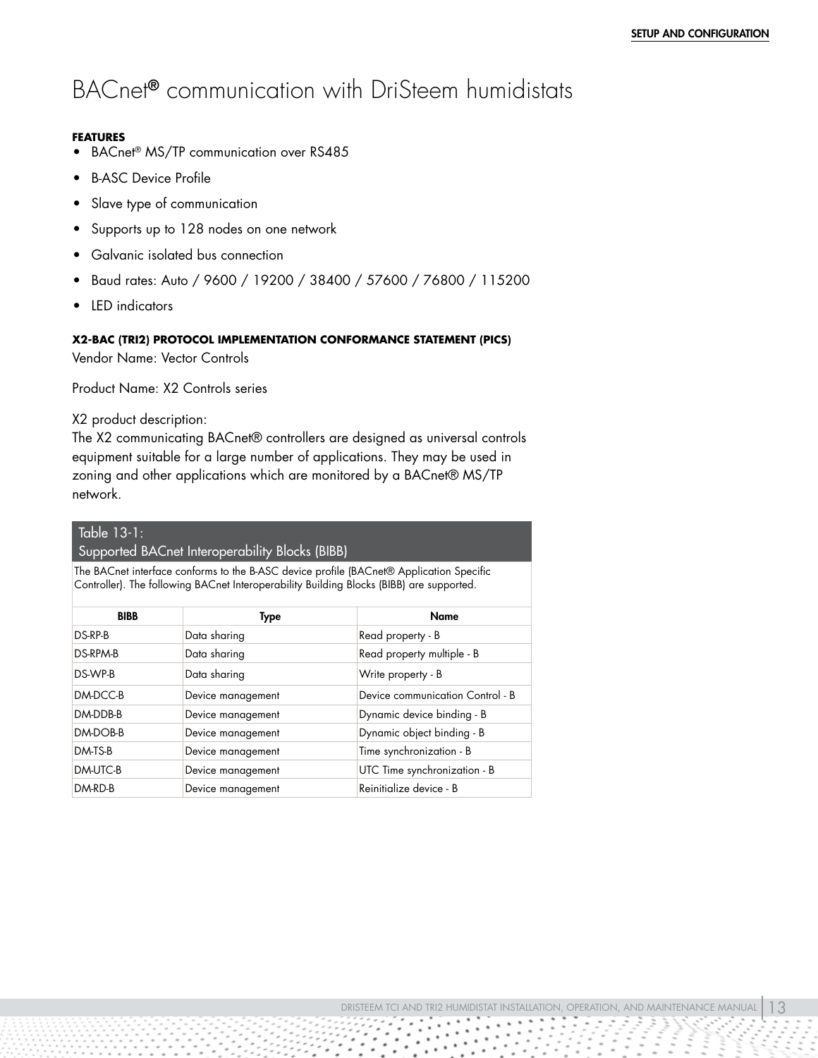# BACnet® communication with DriSteem humidistats

**FEATURES**

- BACnet® MS/TP communication over RS485
- B-ASC Device Profile
- Slave type of communication
- Supports up to 128 nodes on one network
- Galvanic isolated bus connection
- Baud rates: Auto / 9600 / 19200 / 38400 / 57600 / 76800 / 115200
- LED indicators

**X2-BAC (TRI2) PROTOCOL IMPLEMENTATION CONFORMANCE STATEMENT (PICS)**

Vendor Name: Vector Controls

Product Name: X2 Controls series

X2 product description:
The X2 communicating BACnet® controllers are designed as universal controls equipment suitable for a large number of applications. They may be used in zoning and other applications which are monitored by a BACnet® MS/TP network.

Table 13-1:
Supported BACnet Interoperability Blocks (BIBB)

The BACnet interface conforms to the B-ASC device profile (BACnet® Application Specific Controller). The following BACnet Interoperability Building Blocks (BIBB) are supported.

| BIBB | Type | Name |
|---|---|---|
| DS-RP-B | Data sharing | Read property - B |
| DS-RPM-B | Data sharing | Read property multiple - B |
| DS-WP-B | Data sharing | Write property - B |
| DM-DCC-B | Device management | Device communication Control - B |
| DM-DDB-B | Device management | Dynamic device binding - B |
| DM-DOB-B | Device management | Dynamic object binding - B |
| DM-TS-B | Device management | Time synchronization - B |
| DM-UTC-B | Device management | UTC Time synchronization - B |
| DM-RD-B | Device management | Reinitialize device - B |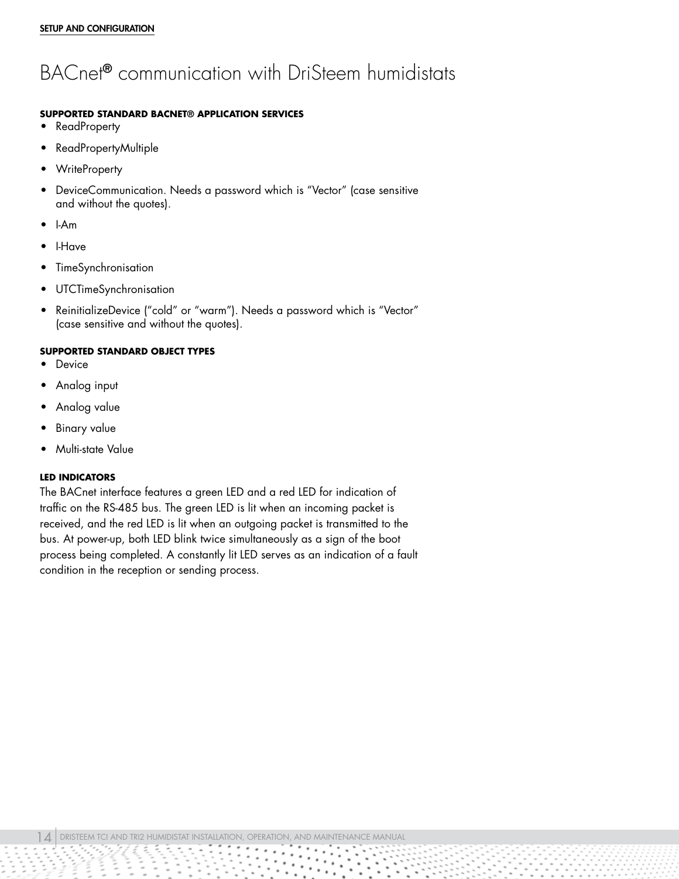# BACnet® communication with DriSteem humidistats

### SUPPORTED STANDARD BACNET® APPLICATION SERVICES

- ReadProperty
- ReadPropertyMultiple
- WriteProperty
- DeviceCommunication. Needs a password which is "Vector" (case sensitive and without the quotes).
- I-Am
- I-Have
- TimeSynchronisation
- UTCTimeSynchronisation
- ReinitializeDevice ("cold" or "warm"). Needs a password which is "Vector" (case sensitive and without the quotes).

### SUPPORTED STANDARD OBJECT TYPES

- Device
- Analog input
- Analog value
- Binary value
- Multi-state Value

### LED INDICATORS

The BACnet interface features a green LED and a red LED for indication of traffic on the RS-485 bus. The green LED is lit when an incoming packet is received, and the red LED is lit when an outgoing packet is transmitted to the bus. At power-up, both LED blink twice simultaneously as a sign of the boot process being completed. A constantly lit LED serves as an indication of a fault condition in the reception or sending process.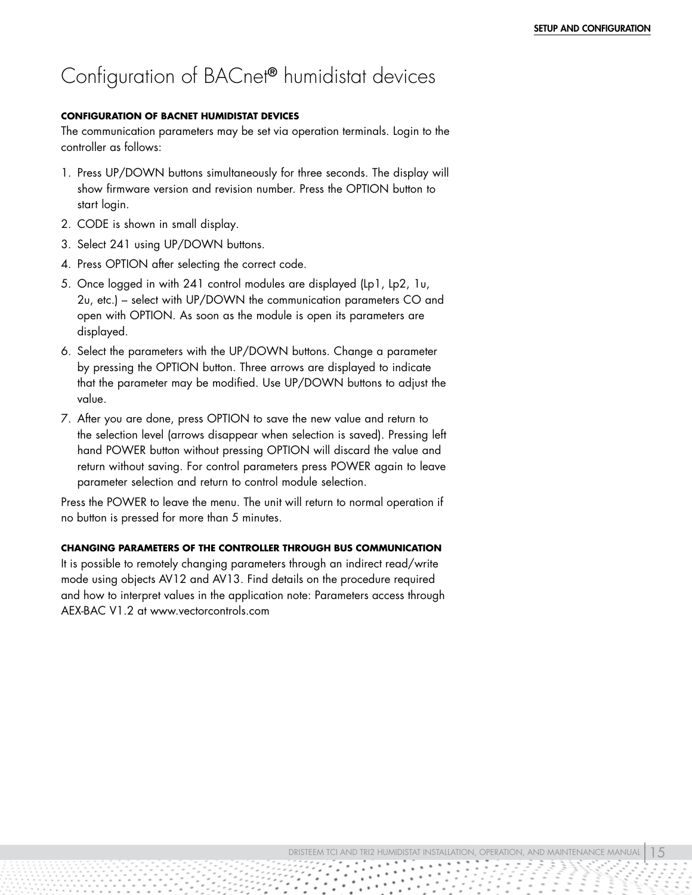# Configuration of BACnet® humidistat devices

#### CONFIGURATION OF BACNET HUMIDISTAT DEVICES

The communication parameters may be set via operation terminals. Login to the controller as follows:

1. Press UP/DOWN buttons simultaneously for three seconds. The display will show firmware version and revision number. Press the OPTION button to start login.
2. CODE is shown in small display.
3. Select 241 using UP/DOWN buttons.
4. Press OPTION after selecting the correct code.
5. Once logged in with 241 control modules are displayed (Lp1, Lp2, 1u, 2u, etc.) – select with UP/DOWN the communication parameters CO and open with OPTION. As soon as the module is open its parameters are displayed.
6. Select the parameters with the UP/DOWN buttons. Change a parameter by pressing the OPTION button. Three arrows are displayed to indicate that the parameter may be modified. Use UP/DOWN buttons to adjust the value.
7. After you are done, press OPTION to save the new value and return to the selection level (arrows disappear when selection is saved). Pressing left hand POWER button without pressing OPTION will discard the value and return without saving. For control parameters press POWER again to leave parameter selection and return to control module selection.

Press the POWER to leave the menu. The unit will return to normal operation if no button is pressed for more than 5 minutes.

#### CHANGING PARAMETERS OF THE CONTROLLER THROUGH BUS COMMUNICATION

It is possible to remotely changing parameters through an indirect read/write mode using objects AV12 and AV13. Find details on the procedure required and how to interpret values in the application note: Parameters access through AEX-BAC V1.2 at www.vectorcontrols.com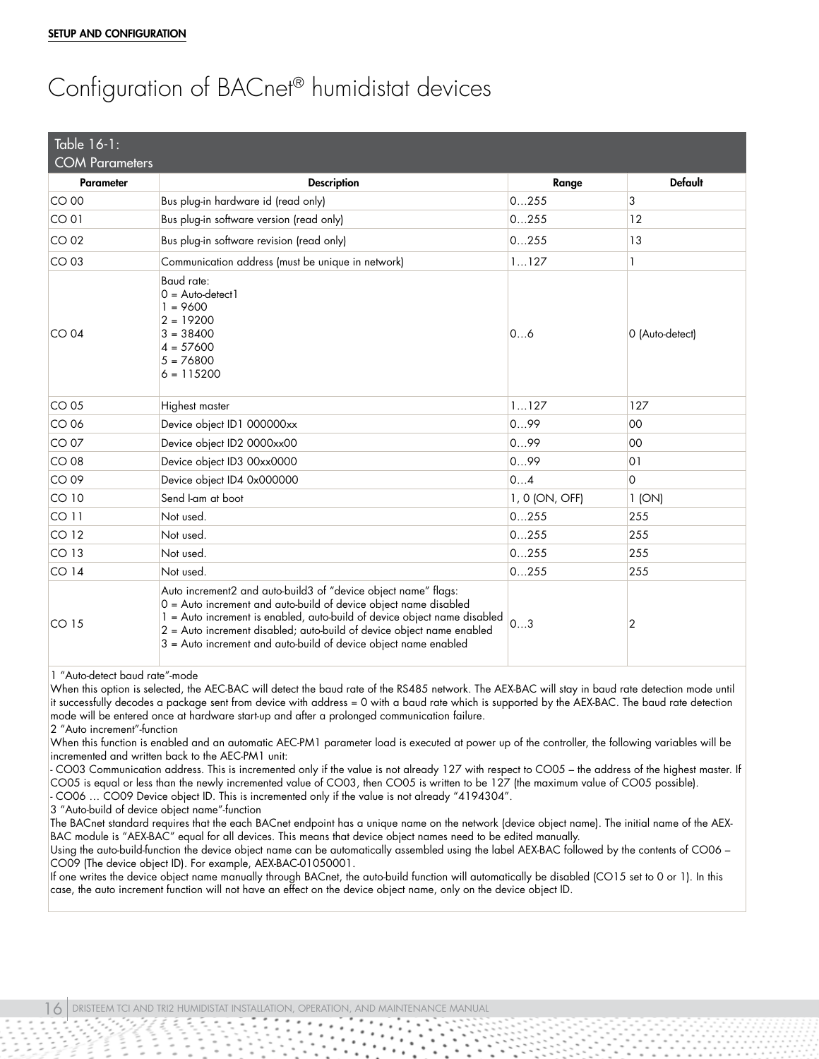SETUP AND CONFIGURATION

# Configuration of BACnet® humidistat devices

Table 16-1:
COM Parameters

| Parameter | Description | Range | Default |
|---|---|---|---|
| CO 00 | Bus plug-in hardware id (read only) | 0…255 | 3 |
| CO 01 | Bus plug-in software version (read only) | 0…255 | 12 |
| CO 02 | Bus plug-in software revision (read only) | 0…255 | 13 |
| CO 03 | Communication address (must be unique in network) | 1…127 | 1 |
| CO 04 | Baud rate:<br>0 = Auto-detect1<br>1 = 9600<br>2 = 19200<br>3 = 38400<br>4 = 57600<br>5 = 76800<br>6 = 115200 | 0…6 | 0 (Auto-detect) |
| CO 05 | Highest master | 1…127 | 127 |
| CO 06 | Device object ID1 000000xx | 0…99 | 00 |
| CO 07 | Device object ID2 0000xx00 | 0…99 | 00 |
| CO 08 | Device object ID3 00xx0000 | 0…99 | 01 |
| CO 09 | Device object ID4 0x000000 | 0…4 | 0 |
| CO 10 | Send I-am at boot | 1, 0 (ON, OFF) | 1 (ON) |
| CO 11 | Not used. | 0…255 | 255 |
| CO 12 | Not used. | 0…255 | 255 |
| CO 13 | Not used. | 0…255 | 255 |
| CO 14 | Not used. | 0…255 | 255 |
| CO 15 | Auto increment2 and auto-build3 of "device object name" flags:<br>0 = Auto increment and auto-build of device object name disabled<br>1 = Auto increment is enabled, auto-build of device object name disabled<br>2 = Auto increment disabled; auto-build of device object name enabled<br>3 = Auto increment and auto-build of device object name enabled | 0…3 | 2 |

1 "Auto-detect baud rate"-mode

When this option is selected, the AEC-BAC will detect the baud rate of the RS485 network. The AEX-BAC will stay in baud rate detection mode until it successfully decodes a package sent from device with address = 0 with a baud rate which is supported by the AEX-BAC. The baud rate detection mode will be entered once at hardware start-up and after a prolonged communication failure.

2 "Auto increment"-function

When this function is enabled and an automatic AEC-PM1 parameter load is executed at power up of the controller, the following variables will be incremented and written back to the AEC-PM1 unit:

- CO03 Communication address. This is incremented only if the value is not already 127 with respect to CO05 – the address of the highest master. If CO05 is equal or less than the newly incremented value of CO03, then CO05 is written to be 127 (the maximum value of CO05 possible).
- CO06 … CO09 Device object ID. This is incremented only if the value is not already "4194304".

3 "Auto-build of device object name"-function

The BACnet standard requires that the each BACnet endpoint has a unique name on the network (device object name). The initial name of the AEX-BAC module is "AEX-BAC" equal for all devices. This means that device object names need to be edited manually.

Using the auto-build-function the device object name can be automatically assembled using the label AEX-BAC followed by the contents of CO06 – CO09 (The device object ID). For example, AEX-BAC-01050001.

If one writes the device object name manually through BACnet, the auto-build function will automatically be disabled (CO15 set to 0 or 1). In this case, the auto increment function will not have an effect on the device object name, only on the device object ID.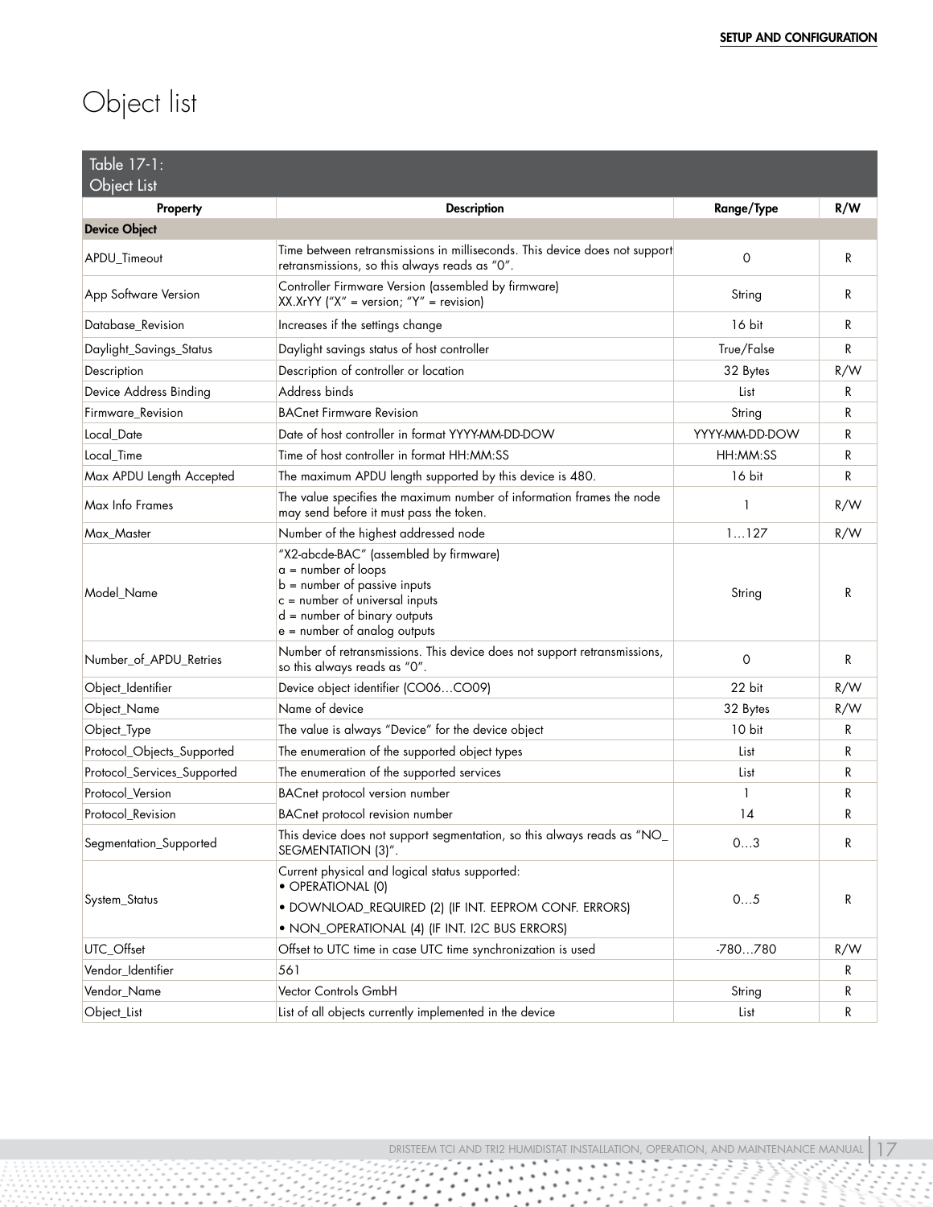// Object list

| Property | Description | Range/Type | R/W |
|---|---|---|---|
| **Device Object** | | | |
| APDU_Timeout | Time between retransmissions in milliseconds. This device does not support retransmissions, so this always reads as "0". | 0 | R |
| App Software Version | Controller Firmware Version (assembled by firmware) XX.XrYY ("X" = version; "Y" = revision) | String | R |
| Database_Revision | Increases if the settings change | 16 bit | R |
| Daylight_Savings_Status | Daylight savings status of host controller | True/False | R |
| Description | Description of controller or location | 32 Bytes | R/W |
| Device Address Binding | Address binds | List | R |
| Firmware_Revision | BACnet Firmware Revision | String | R |
| Local_Date | Date of host controller in format YYYY-MM-DD-DOW | YYYY-MM-DD-DOW | R |
| Local_Time | Time of host controller in format HH:MM:SS | HH:MM:SS | R |
| Max APDU Length Accepted | The maximum APDU length supported by this device is 480. | 16 bit | R |
| Max Info Frames | The value specifies the maximum number of information frames the node may send before it must pass the token. | 1 | R/W |
| Max_Master | Number of the highest addressed node | 1…127 | R/W |
| Model_Name | "X2-abcde-BAC" (assembled by firmware)<br>a = number of loops<br>b = number of passive inputs<br>c = number of universal inputs<br>d = number of binary outputs<br>e = number of analog outputs | String | R |
| Number_of_APDU_Retries | Number of retransmissions. This device does not support retransmissions, so this always reads as "0". | 0 | R |
| Object_Identifier | Device object identifier (CO06…CO09) | 22 bit | R/W |
| Object_Name | Name of device | 32 Bytes | R/W |
| Object_Type | The value is always "Device" for the device object | 10 bit | R |
| Protocol_Objects_Supported | The enumeration of the supported object types | List | R |
| Protocol_Services_Supported | The enumeration of the supported services | List | R |
| Protocol_Version | BACnet protocol version number | 1 | R |
| Protocol_Revision | BACnet protocol revision number | 14 | R |
| Segmentation_Supported | This device does not support segmentation, so this always reads as "NO_SEGMENTATION (3)". | 0…3 | R |
| System_Status | Current physical and logical status supported:<br>• OPERATIONAL (0)<br>• DOWNLOAD_REQUIRED (2) (IF INT. EEPROM CONF. ERRORS)<br>• NON_OPERATIONAL (4) (IF INT. I2C BUS ERRORS) | 0…5 | R |
| UTC_Offset | Offset to UTC time in case UTC time synchronization is used | -780…780 | R/W |
| Vendor_Identifier | 561 | | R |
| Vendor_Name | Vector Controls GmbH | String | R |
| Object_List | List of all objects currently implemented in the device | List | R |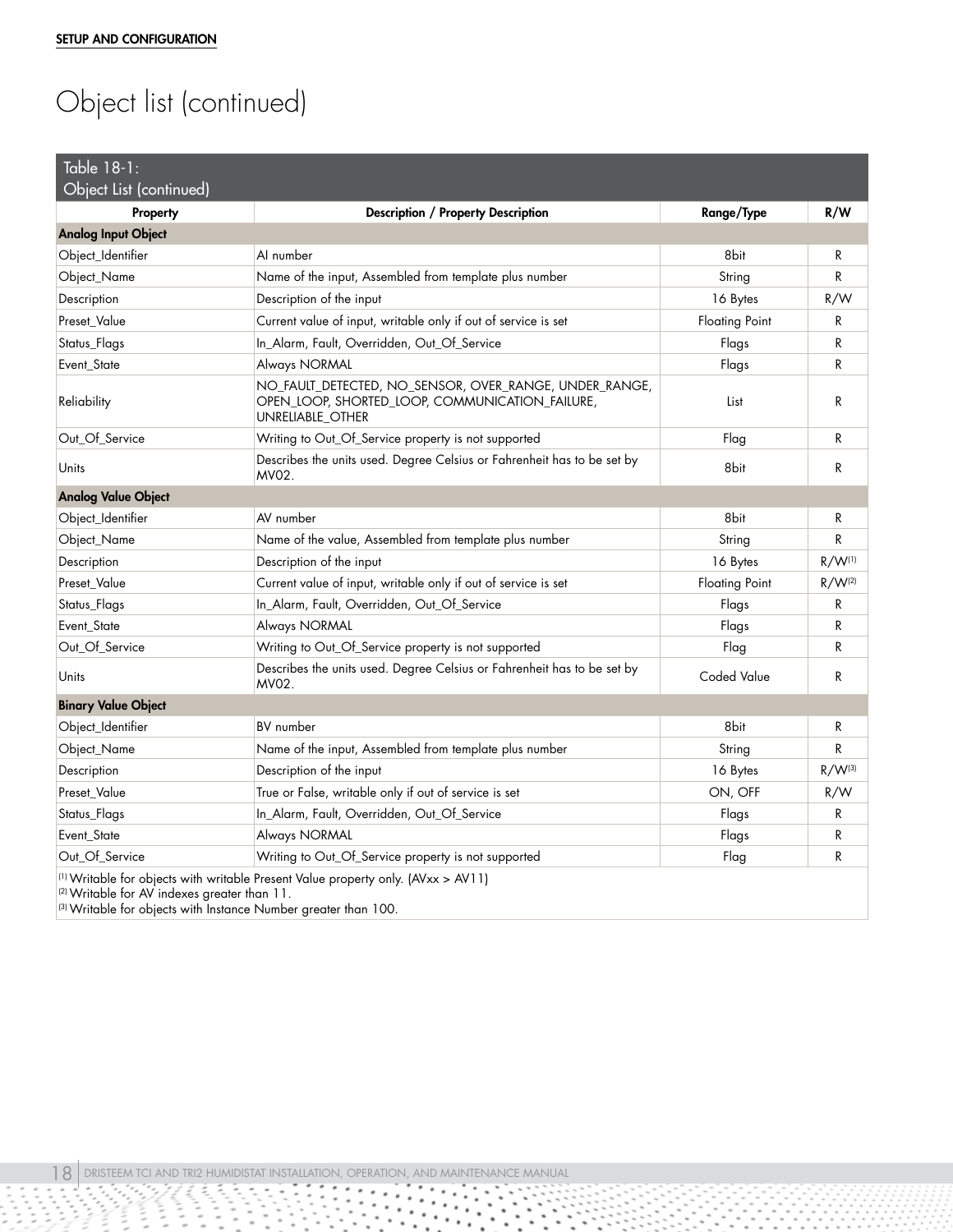# Object list (continued)

Table 18-1:
Object List (continued)

| Property | Description / Property Description | Range/Type | R/W |
|---|---|---|---|
| **Analog Input Object** | | | |
| Object_Identifier | AI number | 8bit | R |
| Object_Name | Name of the input, Assembled from template plus number | String | R |
| Description | Description of the input | 16 Bytes | R/W |
| Preset_Value | Current value of input, writable only if out of service is set | Floating Point | R |
| Status_Flags | In_Alarm, Fault, Overridden, Out_Of_Service | Flags | R |
| Event_State | Always NORMAL | Flags | R |
| Reliability | NO_FAULT_DETECTED, NO_SENSOR, OVER_RANGE, UNDER_RANGE, OPEN_LOOP, SHORTED_LOOP, COMMUNICATION_FAILURE, UNRELIABLE_OTHER | List | R |
| Out_Of_Service | Writing to Out_Of_Service property is not supported | Flag | R |
| Units | Describes the units used. Degree Celsius or Fahrenheit has to be set by MV02. | 8bit | R |
| **Analog Value Object** | | | |
| Object_Identifier | AV number | 8bit | R |
| Object_Name | Name of the value, Assembled from template plus number | String | R |
| Description | Description of the input | 16 Bytes | R/W[1] |
| Preset_Value | Current value of input, writable only if out of service is set | Floating Point | R/W[2] |
| Status_Flags | In_Alarm, Fault, Overridden, Out_Of_Service | Flags | R |
| Event_State | Always NORMAL | Flags | R |
| Out_Of_Service | Writing to Out_Of_Service property is not supported | Flag | R |
| Units | Describes the units used. Degree Celsius or Fahrenheit has to be set by MV02. | Coded Value | R |
| **Binary Value Object** | | | |
| Object_Identifier | BV number | 8bit | R |
| Object_Name | Name of the input, Assembled from template plus number | String | R |
| Description | Description of the input | 16 Bytes | R/W[3] |
| Preset_Value | True or False, writable only if out of service is set | ON, OFF | R/W |
| Status_Flags | In_Alarm, Fault, Overridden, Out_Of_Service | Flags | R |
| Event_State | Always NORMAL | Flags | R |
| Out_Of_Service | Writing to Out_Of_Service property is not supported | Flag | R |

[1] Writable for objects with writable Present Value property only. (AVxx > AV11)
[2] Writable for AV indexes greater than 11.
[3] Writable for objects with Instance Number greater than 100.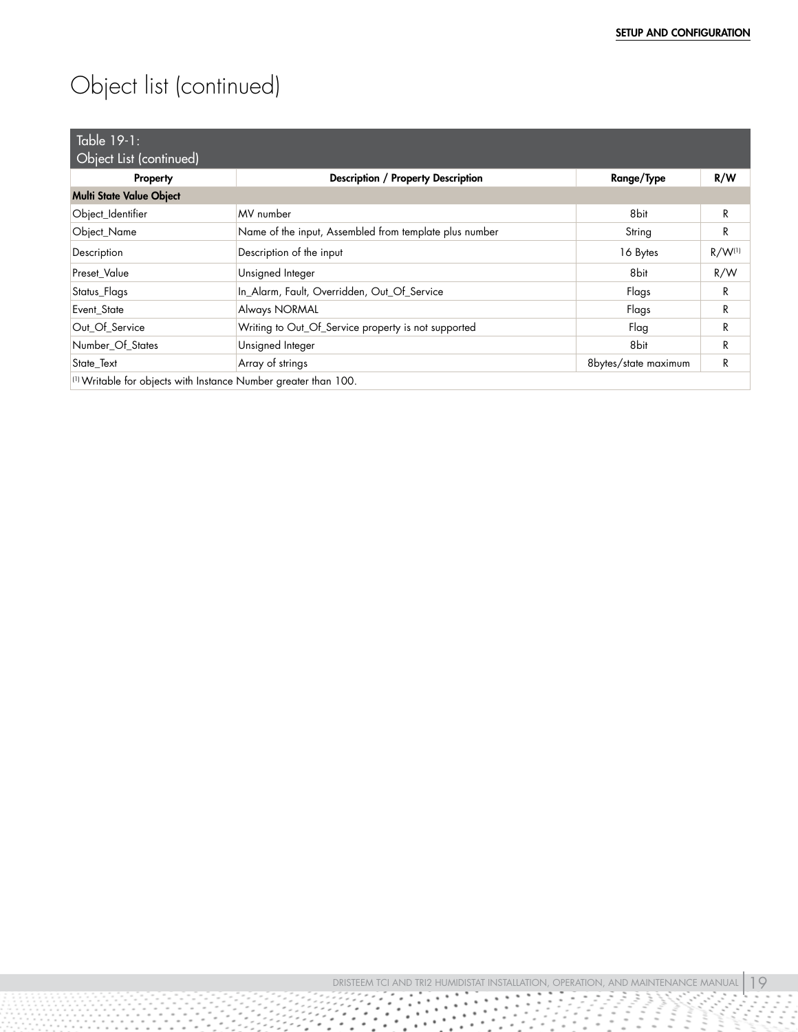# Object list (continued)

Table 19-1:
Object List (continued)

| Property | Description / Property Description | Range/Type | R/W |
|---|---|---|---|
| **Multi State Value Object** | | | |
| Object_Identifier | MV number | 8bit | R |
| Object_Name | Name of the input, Assembled from template plus number | String | R |
| Description | Description of the input | 16 Bytes | R/W[1] |
| Preset_Value | Unsigned Integer | 8bit | R/W |
| Status_Flags | In_Alarm, Fault, Overridden, Out_Of_Service | Flags | R |
| Event_State | Always NORMAL | Flags | R |
| Out_Of_Service | Writing to Out_Of_Service property is not supported | Flag | R |
| Number_Of_States | Unsigned Integer | 8bit | R |
| State_Text | Array of strings | 8bytes/state maximum | R |

[1] Writable for objects with Instance Number greater than 100.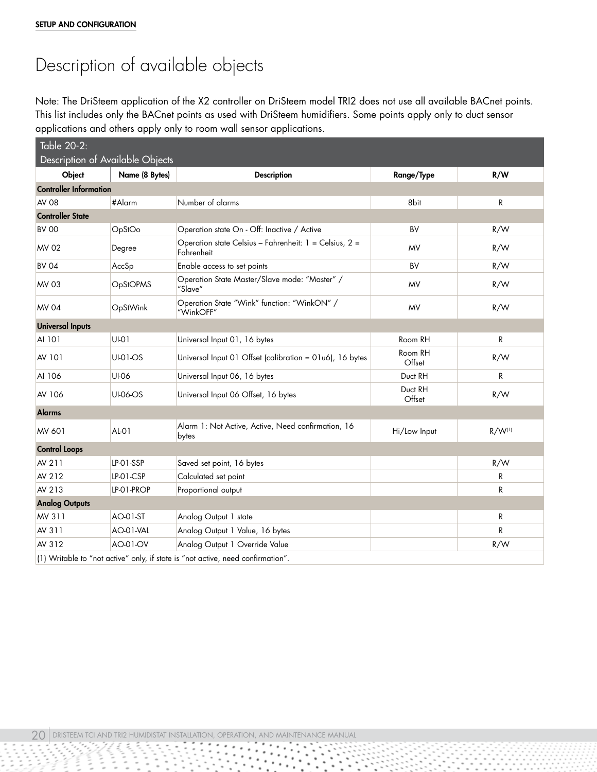**SETUP AND CONFIGURATION**

# Description of available objects

Note: The DriSteem application of the X2 controller on DriSteem model TRI2 does not use all available BACnet points. This list includes only the BACnet points as used with DriSteem humidifiers. Some points apply only to duct sensor applications and others apply only to room wall sensor applications.

Table 20-2:
Description of Available Objects

| Object | Name (8 Bytes) | Description | Range/Type | R/W |
|---|---|---|---|---|
| **Controller Information** | | | | |
| AV 08 | #Alarm | Number of alarms | 8bit | R |
| **Controller State** | | | | |
| BV 00 | OpStOo | Operation state On - Off: Inactive / Active | BV | R/W |
| MV 02 | Degree | Operation state Celsius – Fahrenheit: 1 = Celsius, 2 = Fahrenheit | MV | R/W |
| BV 04 | AccSp | Enable access to set points | BV | R/W |
| MV 03 | OpStOPMS | Operation State Master/Slave mode: "Master" / "Slave" | MV | R/W |
| MV 04 | OpStWink | Operation State "Wink" function: "WinkON" / "WinkOFF" | MV | R/W |
| **Universal Inputs** | | | | |
| AI 101 | UI-01 | Universal Input 01, 16 bytes | Room RH | R |
| AV 101 | UI-01-OS | Universal Input 01 Offset (calibration = 01u6), 16 bytes | Room RH Offset | R/W |
| AI 106 | UI-06 | Universal Input 06, 16 bytes | Duct RH | R |
| AV 106 | UI-06-OS | Universal Input 06 Offset, 16 bytes | Duct RH Offset | R/W |
| **Alarms** | | | | |
| MV 601 | AL-01 | Alarm 1: Not Active, Active, Need confirmation, 16 bytes | Hi/Low Input | R/W(1) |
| **Control Loops** | | | | |
| AV 211 | LP-01-SSP | Saved set point, 16 bytes | | R/W |
| AV 212 | LP-01-CSP | Calculated set point | | R |
| AV 213 | LP-01-PROP | Proportional output | | R |
| **Analog Outputs** | | | | |
| MV 311 | AO-01-ST | Analog Output 1 state | | R |
| AV 311 | AO-01-VAL | Analog Output 1 Value, 16 bytes | | R |
| AV 312 | AO-01-OV | Analog Output 1 Override Value | | R/W |

(1) Writable to "not active" only, if state is "not active, need confirmation".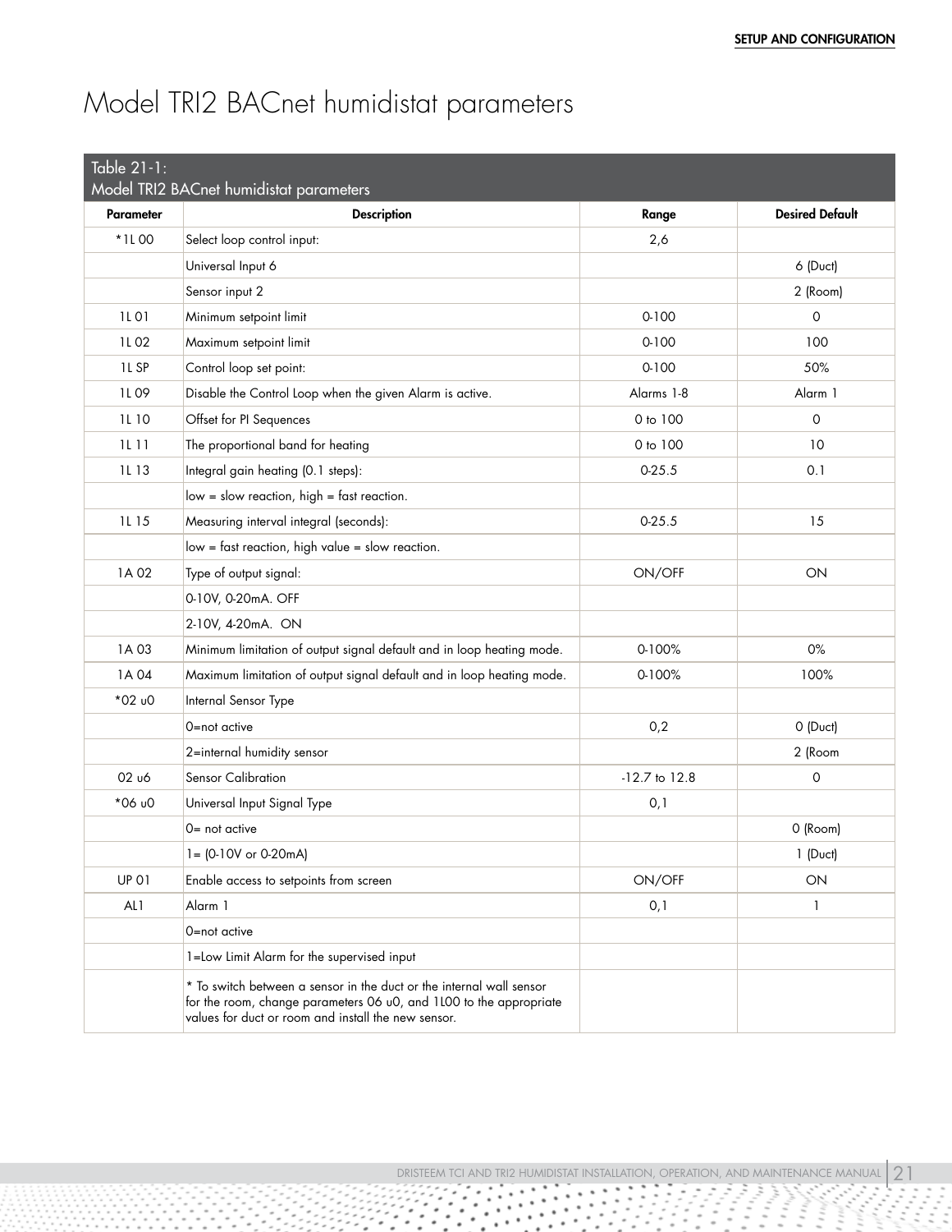# Model TRI2 BACnet humidistat parameters

Table 21-1:
Model TRI2 BACnet humidistat parameters

| Parameter | Description | Range | Desired Default |
|---|---|---|---|
| *1L 00 | Select loop control input: | 2,6 | |
| | Universal Input 6 | | 6 (Duct) |
| | Sensor input 2 | | 2 (Room) |
| 1L 01 | Minimum setpoint limit | 0-100 | 0 |
| 1L 02 | Maximum setpoint limit | 0-100 | 100 |
| 1L SP | Control loop set point: | 0-100 | 50% |
| 1L 09 | Disable the Control Loop when the given Alarm is active. | Alarms 1-8 | Alarm 1 |
| 1L 10 | Offset for PI Sequences | 0 to 100 | 0 |
| 1L 11 | The proportional band for heating | 0 to 100 | 10 |
| 1L 13 | Integral gain heating (0.1 steps): | 0-25.5 | 0.1 |
| | low = slow reaction, high = fast reaction. | | |
| 1L 15 | Measuring interval integral (seconds): | 0-25.5 | 15 |
| | low = fast reaction, high value = slow reaction. | | |
| 1A 02 | Type of output signal: | ON/OFF | ON |
| | 0-10V, 0-20mA. OFF | | |
| | 2-10V, 4-20mA. ON | | |
| 1A 03 | Minimum limitation of output signal default and in loop heating mode. | 0-100% | 0% |
| 1A 04 | Maximum limitation of output signal default and in loop heating mode. | 0-100% | 100% |
| *02 u0 | Internal Sensor Type | | |
| | 0=not active | 0,2 | 0 (Duct) |
| | 2=internal humidity sensor | | 2 (Room |
| 02 u6 | Sensor Calibration | -12.7 to 12.8 | 0 |
| *06 u0 | Universal Input Signal Type | 0,1 | |
| | 0= not active | | 0 (Room) |
| | 1= (0-10V or 0-20mA) | | 1 (Duct) |
| UP 01 | Enable access to setpoints from screen | ON/OFF | ON |
| AL1 | Alarm 1 | 0,1 | 1 |
| | 0=not active | | |
| | 1=Low Limit Alarm for the supervised input | | |
| | * To switch between a sensor in the duct or the internal wall sensor for the room, change parameters 06 u0, and 1L00 to the appropriate values for duct or room and install the new sensor. | | |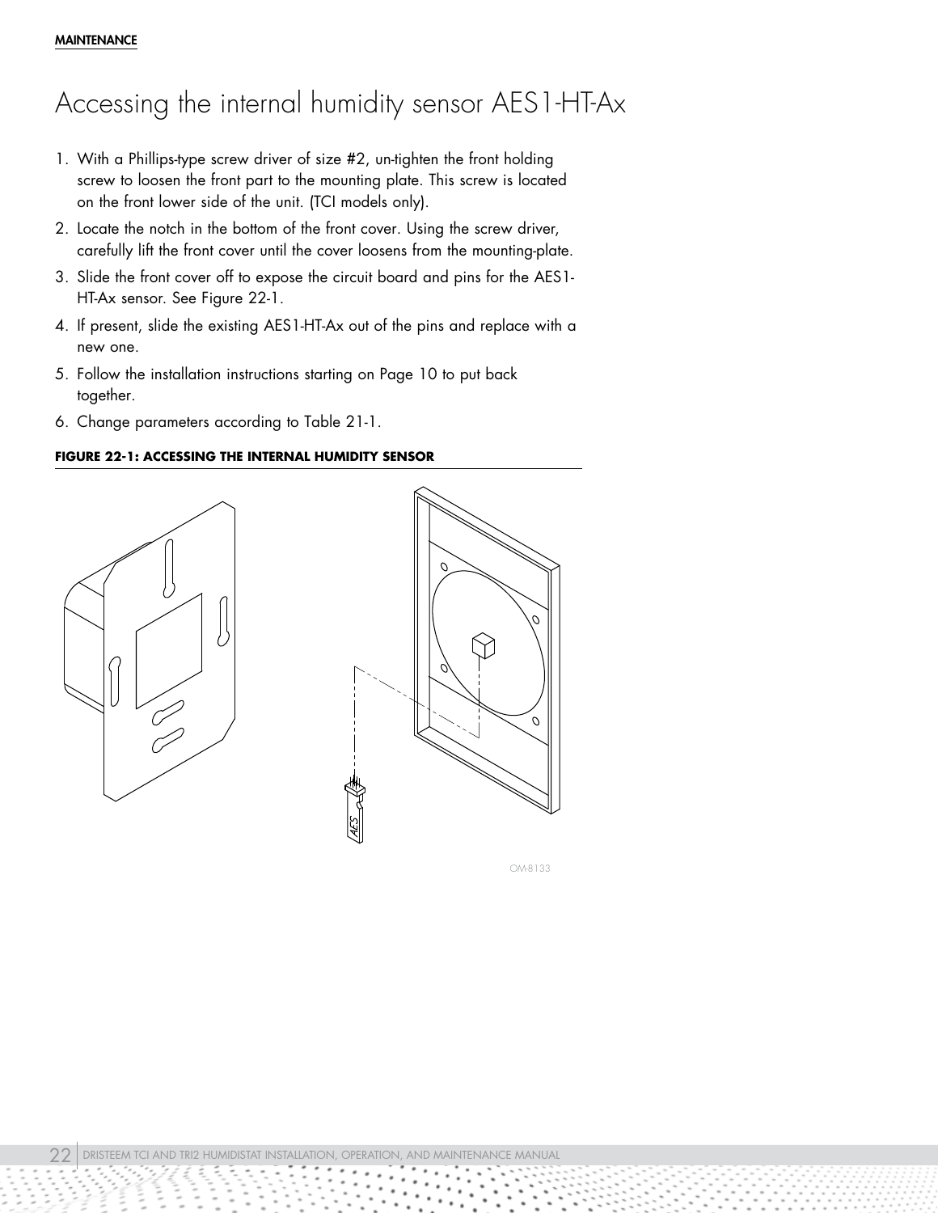# Accessing the internal humidity sensor AES1-HT-Ax

1. With a Phillips-type screw driver of size #2, un-tighten the front holding screw to loosen the front part to the mounting plate. This screw is located on the front lower side of the unit. (TCI models only).
2. Locate the notch in the bottom of the front cover. Using the screw driver, carefully lift the front cover until the cover loosens from the mounting-plate.
3. Slide the front cover off to expose the circuit board and pins for the AES1-HT-Ax sensor. See Figure 22-1.
4. If present, slide the existing AES1-HT-Ax out of the pins and replace with a new one.
5. Follow the installation instructions starting on Page 10 to put back together.
6. Change parameters according to Table 21-1.

**FIGURE 22-1: ACCESSING THE INTERNAL HUMIDITY SENSOR**

OM-8133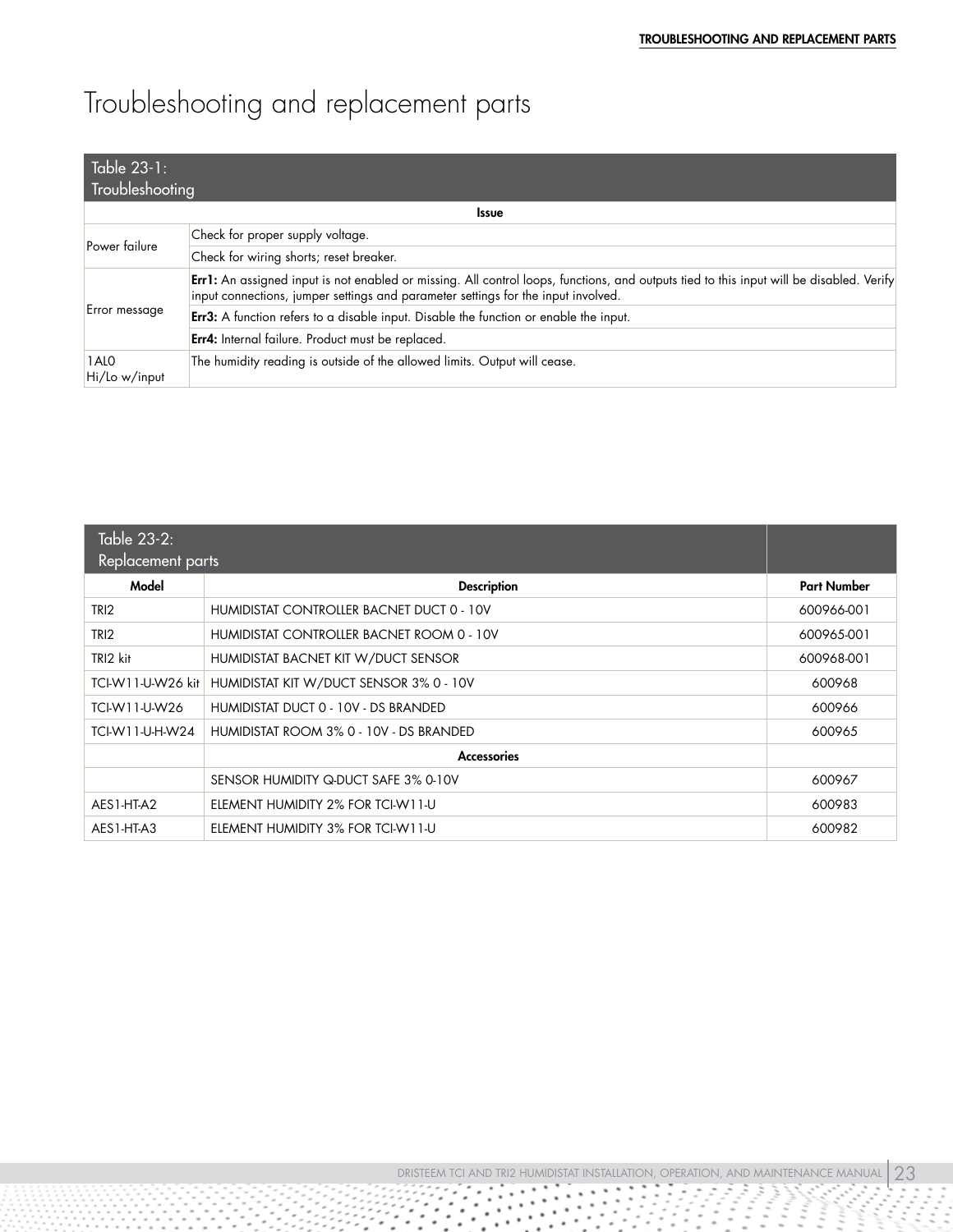# Troubleshooting and replacement parts

| Table 23-1: Troubleshooting | |
|---|---|
| | **Issue** |
| Power failure | Check for proper supply voltage. |
| | Check for wiring shorts; reset breaker. |
| Error message | **Err1:** An assigned input is not enabled or missing. All control loops, functions, and outputs tied to this input will be disabled. Verify input connections, jumper settings and parameter settings for the input involved. |
| | **Err3:** A function refers to a disable input. Disable the function or enable the input. |
| | **Err4:** Internal failure. Product must be replaced. |
| 1AL0 Hi/Lo w/input | The humidity reading is outside of the allowed limits. Output will cease. |

| Table 23-2: Replacement parts | | |
|---|---|---|
| **Model** | **Description** | **Part Number** |
| TRI2 | HUMIDISTAT CONTROLLER BACNET DUCT 0 - 10V | 600966-001 |
| TRI2 | HUMIDISTAT CONTROLLER BACNET ROOM 0 - 10V | 600965-001 |
| TRI2 kit | HUMIDISTAT BACNET KIT W/DUCT SENSOR | 600968-001 |
| TCI-W11-U-W26 kit | HUMIDISTAT KIT W/DUCT SENSOR 3% 0 - 10V | 600968 |
| TCI-W11-U-W26 | HUMIDISTAT DUCT 0 - 10V - DS BRANDED | 600966 |
| TCI-W11-U-H-W24 | HUMIDISTAT ROOM 3% 0 - 10V - DS BRANDED | 600965 |
| | **Accessories** | |
| | SENSOR HUMIDITY Q-DUCT SAFE 3% 0-10V | 600967 |
| AES1-HT-A2 | ELEMENT HUMIDITY 2% FOR TCI-W11-U | 600983 |
| AES1-HT-A3 | ELEMENT HUMIDITY 3% FOR TCI-W11-U | 600982 |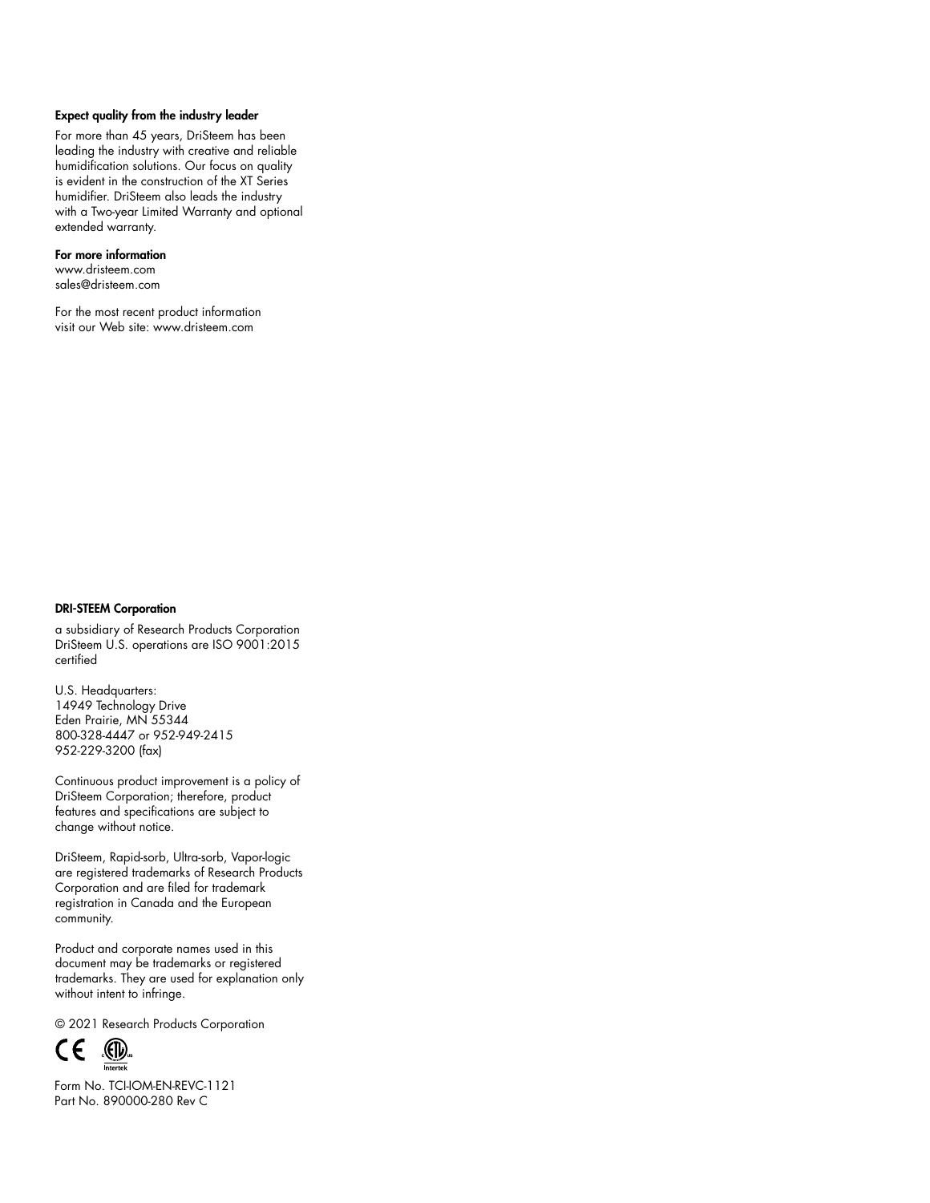**Expect quality from the industry leader**

For more than 45 years, DriSteem has been leading the industry with creative and reliable humidification solutions. Our focus on quality is evident in the construction of the XT Series humidifier. DriSteem also leads the industry with a Two-year Limited Warranty and optional extended warranty.

**For more information**
www.dristeem.com
sales@dristeem.com

For the most recent product information visit our Web site: www.dristeem.com

**DRI-STEEM Corporation**

a subsidiary of Research Products Corporation
DriSteem U.S. operations are ISO 9001:2015 certified

U.S. Headquarters:
14949 Technology Drive
Eden Prairie, MN 55344
800-328-4447 or 952-949-2415
952-229-3200 (fax)

Continuous product improvement is a policy of DriSteem Corporation; therefore, product features and specifications are subject to change without notice.

DriSteem, Rapid-sorb, Ultra-sorb, Vapor-logic are registered trademarks of Research Products Corporation and are filed for trademark registration in Canada and the European community.

Product and corporate names used in this document may be trademarks or registered trademarks. They are used for explanation only without intent to infringe.

© 2021 Research Products Corporation

Form No. TCI-IOM-EN-REVC-1121
Part No. 890000-280 Rev C